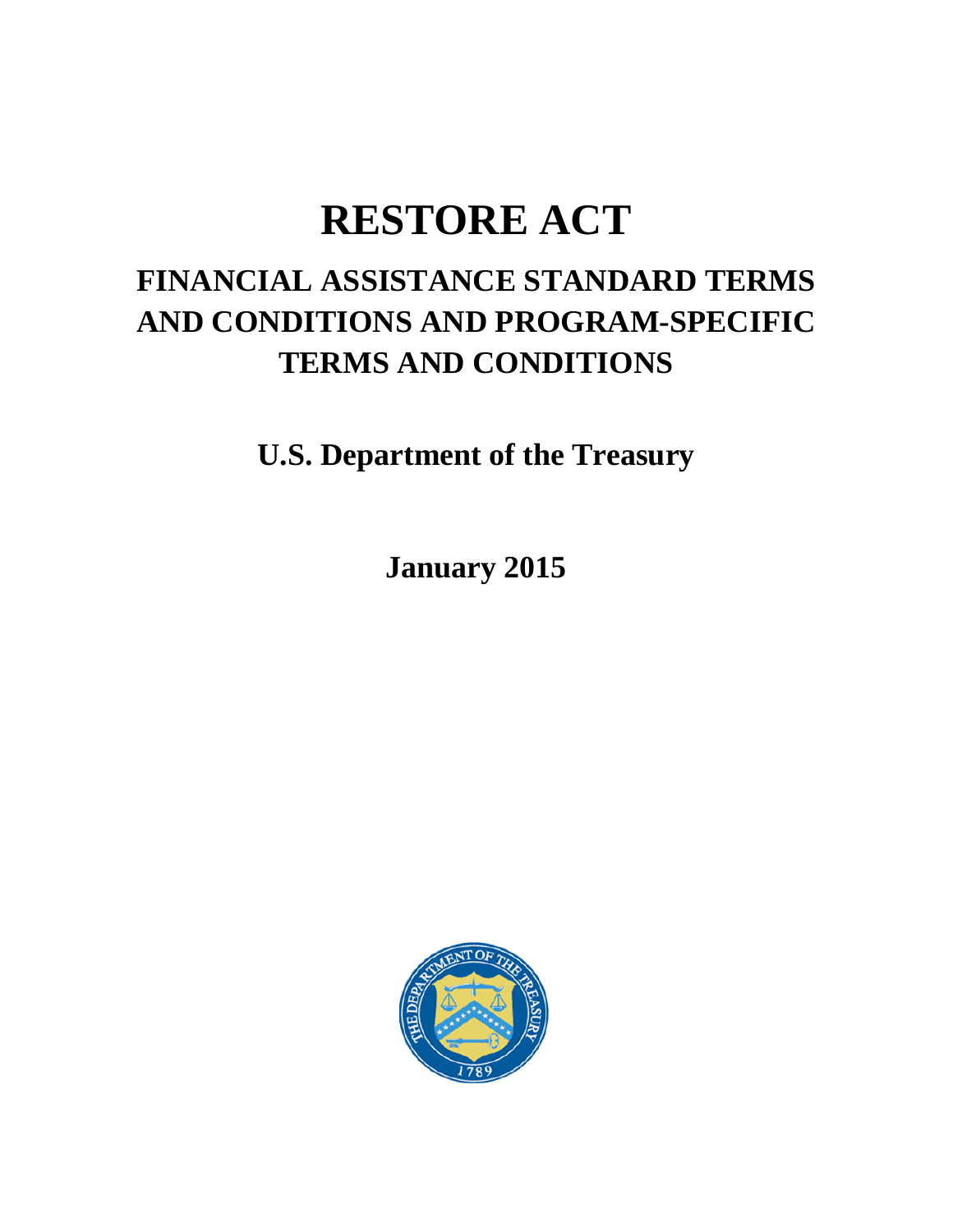# RESTORE ACT

## FINANCIAL ASSISTANCE STANDARD TERMS AND CONDITIONS AND PROGRAM-SPECIFIC TERMS AND CONDITIONS

**U.S. Department of the Treasury**

**January 2015**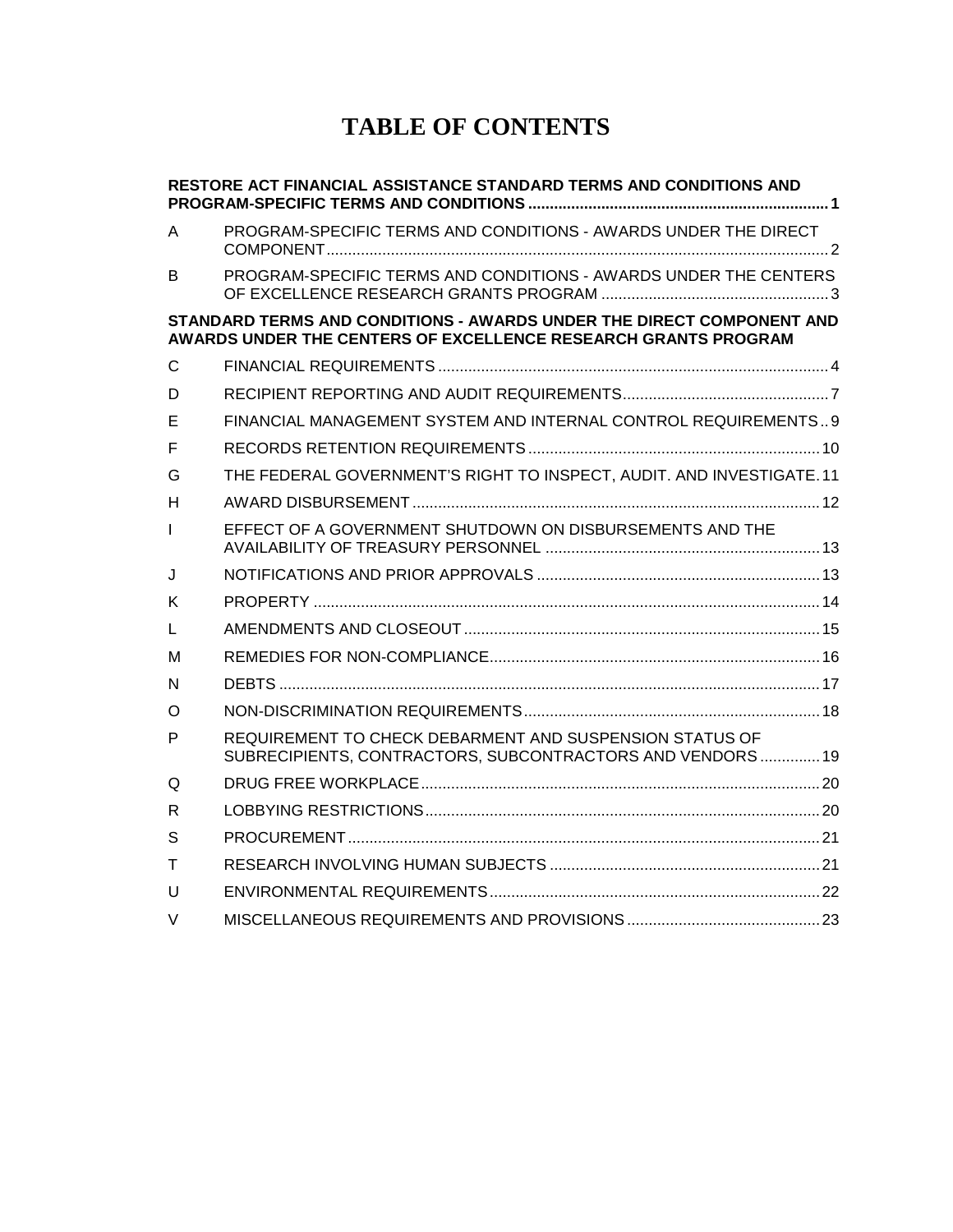# TABLE OF CONTENTS

**RESTORE ACT FINANCIAL ASSISTANCE STANDARD TERMS AND CONDITIONS AND PROGRAM-SPECIFIC TERMS AND CONDITIONS** ..... **1**

| | | |
|---|---|---|
| A | PROGRAM-SPECIFIC TERMS AND CONDITIONS - AWARDS UNDER THE DIRECT COMPONENT | 2 |
| B | PROGRAM-SPECIFIC TERMS AND CONDITIONS - AWARDS UNDER THE CENTERS OF EXCELLENCE RESEARCH GRANTS PROGRAM | 3 |

**STANDARD TERMS AND CONDITIONS - AWARDS UNDER THE DIRECT COMPONENT AND AWARDS UNDER THE CENTERS OF EXCELLENCE RESEARCH GRANTS PROGRAM**

| | | |
|---|---|---|
| C | FINANCIAL REQUIREMENTS | 4 |
| D | RECIPIENT REPORTING AND AUDIT REQUIREMENTS | 7 |
| E | FINANCIAL MANAGEMENT SYSTEM AND INTERNAL CONTROL REQUIREMENTS | 9 |
| F | RECORDS RETENTION REQUIREMENTS | 10 |
| G | THE FEDERAL GOVERNMENT'S RIGHT TO INSPECT, AUDIT. AND INVESTIGATE | 11 |
| H | AWARD DISBURSEMENT | 12 |
| I | EFFECT OF A GOVERNMENT SHUTDOWN ON DISBURSEMENTS AND THE AVAILABILITY OF TREASURY PERSONNEL | 13 |
| J | NOTIFICATIONS AND PRIOR APPROVALS | 13 |
| K | PROPERTY | 14 |
| L | AMENDMENTS AND CLOSEOUT | 15 |
| M | REMEDIES FOR NON-COMPLIANCE | 16 |
| N | DEBTS | 17 |
| O | NON-DISCRIMINATION REQUIREMENTS | 18 |
| P | REQUIREMENT TO CHECK DEBARMENT AND SUSPENSION STATUS OF SUBRECIPIENTS, CONTRACTORS, SUBCONTRACTORS AND VENDORS | 19 |
| Q | DRUG FREE WORKPLACE | 20 |
| R | LOBBYING RESTRICTIONS | 20 |
| S | PROCUREMENT | 21 |
| T | RESEARCH INVOLVING HUMAN SUBJECTS | 21 |
| U | ENVIRONMENTAL REQUIREMENTS | 22 |
| V | MISCELLANEOUS REQUIREMENTS AND PROVISIONS | 23 |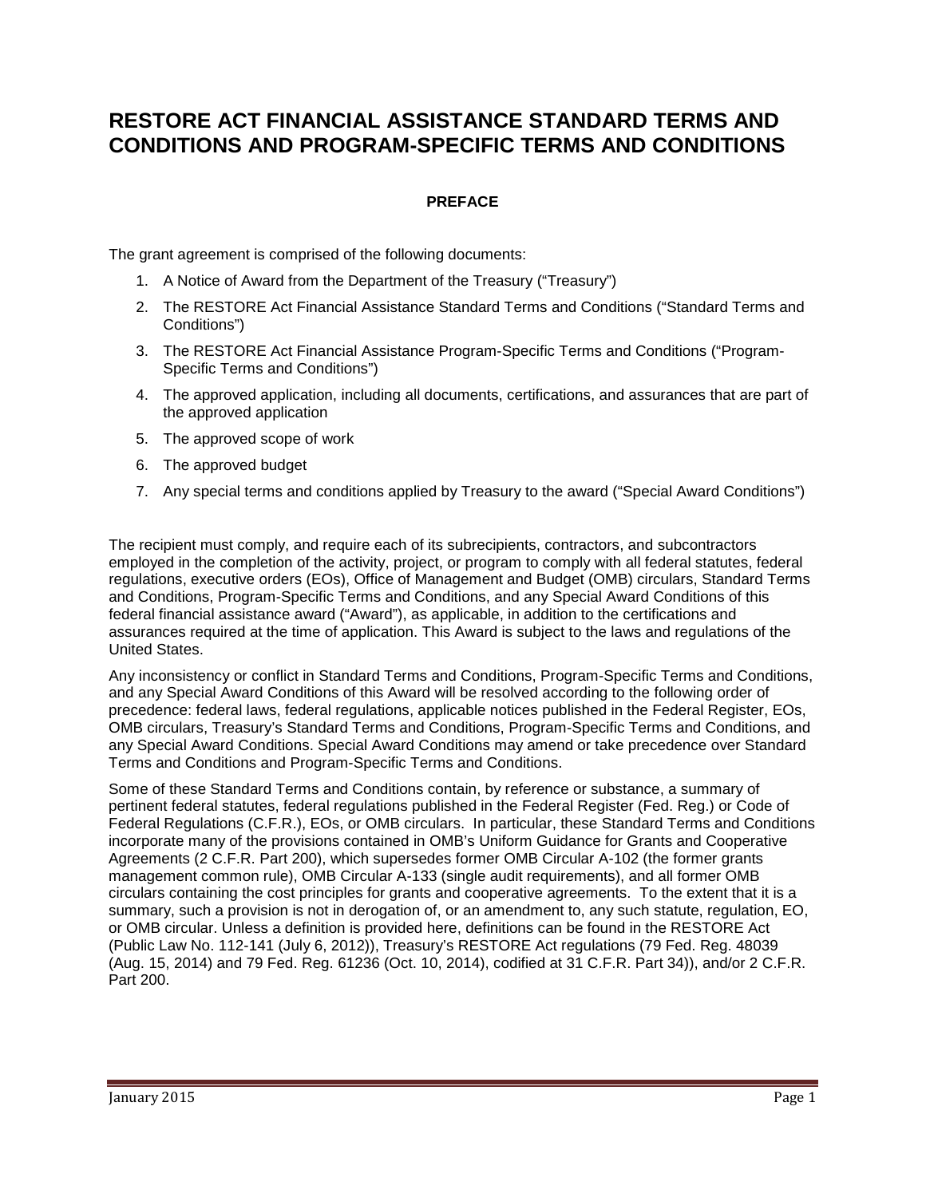# RESTORE ACT FINANCIAL ASSISTANCE STANDARD TERMS AND CONDITIONS AND PROGRAM-SPECIFIC TERMS AND CONDITIONS

## PREFACE

The grant agreement is comprised of the following documents:

1. A Notice of Award from the Department of the Treasury ("Treasury")
2. The RESTORE Act Financial Assistance Standard Terms and Conditions ("Standard Terms and Conditions")
3. The RESTORE Act Financial Assistance Program-Specific Terms and Conditions ("Program-Specific Terms and Conditions")
4. The approved application, including all documents, certifications, and assurances that are part of the approved application
5. The approved scope of work
6. The approved budget
7. Any special terms and conditions applied by Treasury to the award ("Special Award Conditions")

The recipient must comply, and require each of its subrecipients, contractors, and subcontractors employed in the completion of the activity, project, or program to comply with all federal statutes, federal regulations, executive orders (EOs), Office of Management and Budget (OMB) circulars, Standard Terms and Conditions, Program-Specific Terms and Conditions, and any Special Award Conditions of this federal financial assistance award ("Award"), as applicable, in addition to the certifications and assurances required at the time of application. This Award is subject to the laws and regulations of the United States.

Any inconsistency or conflict in Standard Terms and Conditions, Program-Specific Terms and Conditions, and any Special Award Conditions of this Award will be resolved according to the following order of precedence: federal laws, federal regulations, applicable notices published in the Federal Register, EOs, OMB circulars, Treasury's Standard Terms and Conditions, Program-Specific Terms and Conditions, and any Special Award Conditions. Special Award Conditions may amend or take precedence over Standard Terms and Conditions and Program-Specific Terms and Conditions.

Some of these Standard Terms and Conditions contain, by reference or substance, a summary of pertinent federal statutes, federal regulations published in the Federal Register (Fed. Reg.) or Code of Federal Regulations (C.F.R.), EOs, or OMB circulars. In particular, these Standard Terms and Conditions incorporate many of the provisions contained in OMB's Uniform Guidance for Grants and Cooperative Agreements (2 C.F.R. Part 200), which supersedes former OMB Circular A-102 (the former grants management common rule), OMB Circular A-133 (single audit requirements), and all former OMB circulars containing the cost principles for grants and cooperative agreements. To the extent that it is a summary, such a provision is not in derogation of, or an amendment to, any such statute, regulation, EO, or OMB circular. Unless a definition is provided here, definitions can be found in the RESTORE Act (Public Law No. 112-141 (July 6, 2012)), Treasury's RESTORE Act regulations (79 Fed. Reg. 48039 (Aug. 15, 2014) and 79 Fed. Reg. 61236 (Oct. 10, 2014), codified at 31 C.F.R. Part 34)), and/or 2 C.F.R. Part 200.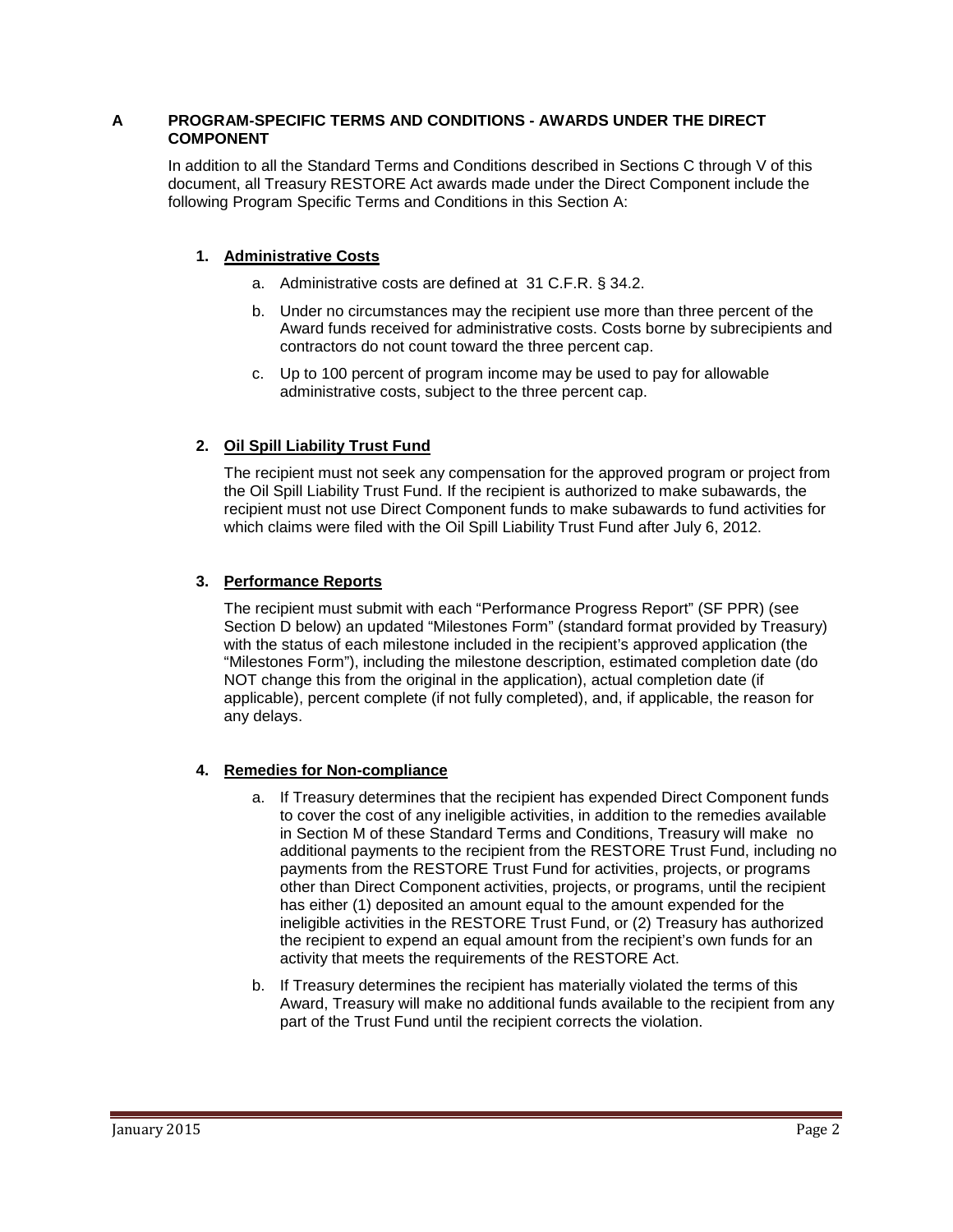## A PROGRAM-SPECIFIC TERMS AND CONDITIONS - AWARDS UNDER THE DIRECT COMPONENT

In addition to all the Standard Terms and Conditions described in Sections C through V of this document, all Treasury RESTORE Act awards made under the Direct Component include the following Program Specific Terms and Conditions in this Section A:

### 1. Administrative Costs

a. Administrative costs are defined at 31 C.F.R. § 34.2.

b. Under no circumstances may the recipient use more than three percent of the Award funds received for administrative costs. Costs borne by subrecipients and contractors do not count toward the three percent cap.

c. Up to 100 percent of program income may be used to pay for allowable administrative costs, subject to the three percent cap.

### 2. Oil Spill Liability Trust Fund

The recipient must not seek any compensation for the approved program or project from the Oil Spill Liability Trust Fund. If the recipient is authorized to make subawards, the recipient must not use Direct Component funds to make subawards to fund activities for which claims were filed with the Oil Spill Liability Trust Fund after July 6, 2012.

### 3. Performance Reports

The recipient must submit with each "Performance Progress Report" (SF PPR) (see Section D below) an updated "Milestones Form" (standard format provided by Treasury) with the status of each milestone included in the recipient's approved application (the "Milestones Form"), including the milestone description, estimated completion date (do NOT change this from the original in the application), actual completion date (if applicable), percent complete (if not fully completed), and, if applicable, the reason for any delays.

### 4. Remedies for Non-compliance

a. If Treasury determines that the recipient has expended Direct Component funds to cover the cost of any ineligible activities, in addition to the remedies available in Section M of these Standard Terms and Conditions, Treasury will make no additional payments to the recipient from the RESTORE Trust Fund, including no payments from the RESTORE Trust Fund for activities, projects, or programs other than Direct Component activities, projects, or programs, until the recipient has either (1) deposited an amount equal to the amount expended for the ineligible activities in the RESTORE Trust Fund, or (2) Treasury has authorized the recipient to expend an equal amount from the recipient's own funds for an activity that meets the requirements of the RESTORE Act.

b. If Treasury determines the recipient has materially violated the terms of this Award, Treasury will make no additional funds available to the recipient from any part of the Trust Fund until the recipient corrects the violation.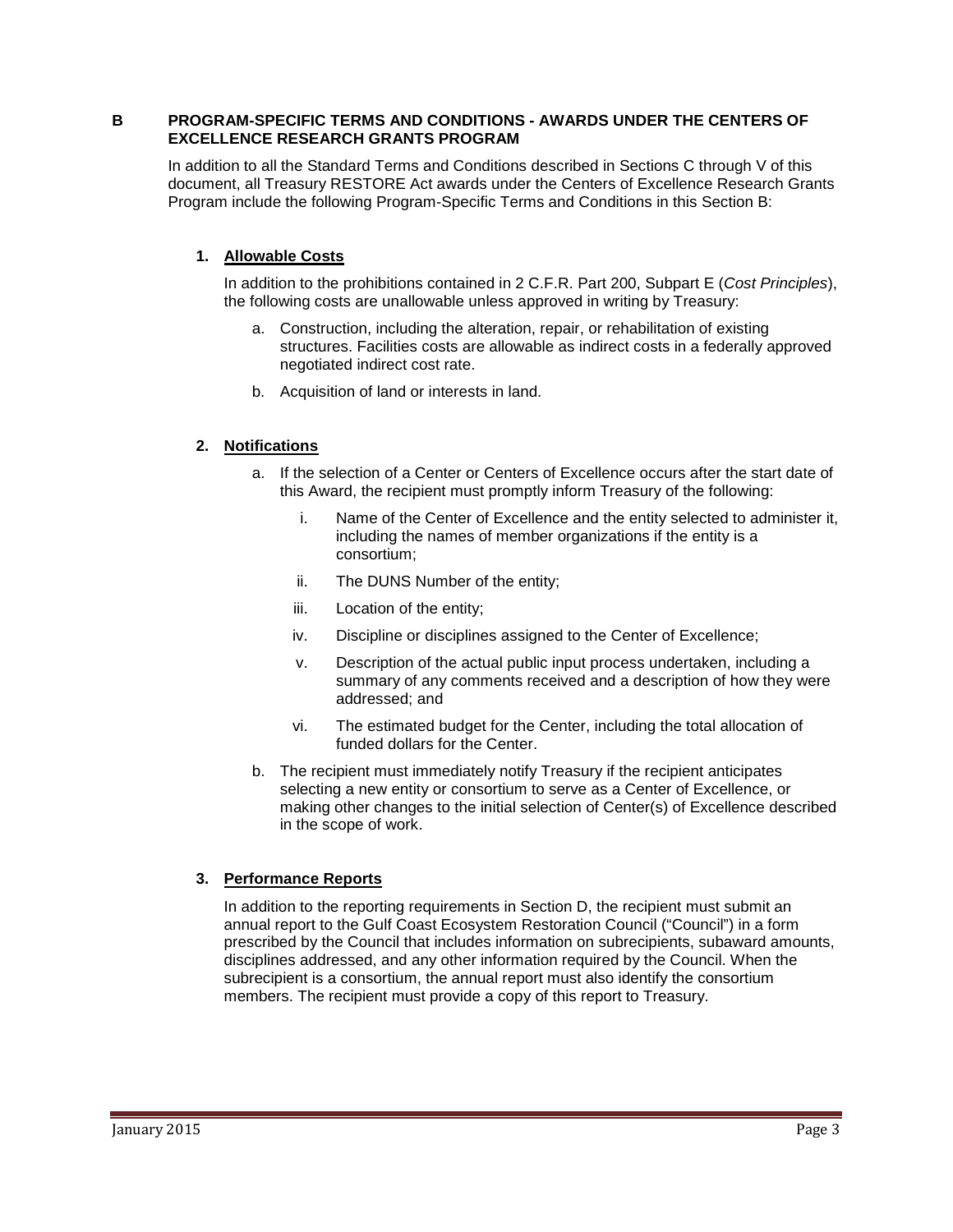## B PROGRAM-SPECIFIC TERMS AND CONDITIONS - AWARDS UNDER THE CENTERS OF EXCELLENCE RESEARCH GRANTS PROGRAM

In addition to all the Standard Terms and Conditions described in Sections C through V of this document, all Treasury RESTORE Act awards under the Centers of Excellence Research Grants Program include the following Program-Specific Terms and Conditions in this Section B:

### 1. Allowable Costs

In addition to the prohibitions contained in 2 C.F.R. Part 200, Subpart E (*Cost Principles*), the following costs are unallowable unless approved in writing by Treasury:

a. Construction, including the alteration, repair, or rehabilitation of existing structures. Facilities costs are allowable as indirect costs in a federally approved negotiated indirect cost rate.

b. Acquisition of land or interests in land.

### 2. Notifications

a. If the selection of a Center or Centers of Excellence occurs after the start date of this Award, the recipient must promptly inform Treasury of the following:

   i. Name of the Center of Excellence and the entity selected to administer it, including the names of member organizations if the entity is a consortium;

   ii. The DUNS Number of the entity;

   iii. Location of the entity;

   iv. Discipline or disciplines assigned to the Center of Excellence;

   v. Description of the actual public input process undertaken, including a summary of any comments received and a description of how they were addressed; and

   vi. The estimated budget for the Center, including the total allocation of funded dollars for the Center.

b. The recipient must immediately notify Treasury if the recipient anticipates selecting a new entity or consortium to serve as a Center of Excellence, or making other changes to the initial selection of Center(s) of Excellence described in the scope of work.

### 3. Performance Reports

In addition to the reporting requirements in Section D, the recipient must submit an annual report to the Gulf Coast Ecosystem Restoration Council ("Council") in a form prescribed by the Council that includes information on subrecipients, subaward amounts, disciplines addressed, and any other information required by the Council. When the subrecipient is a consortium, the annual report must also identify the consortium members. The recipient must provide a copy of this report to Treasury.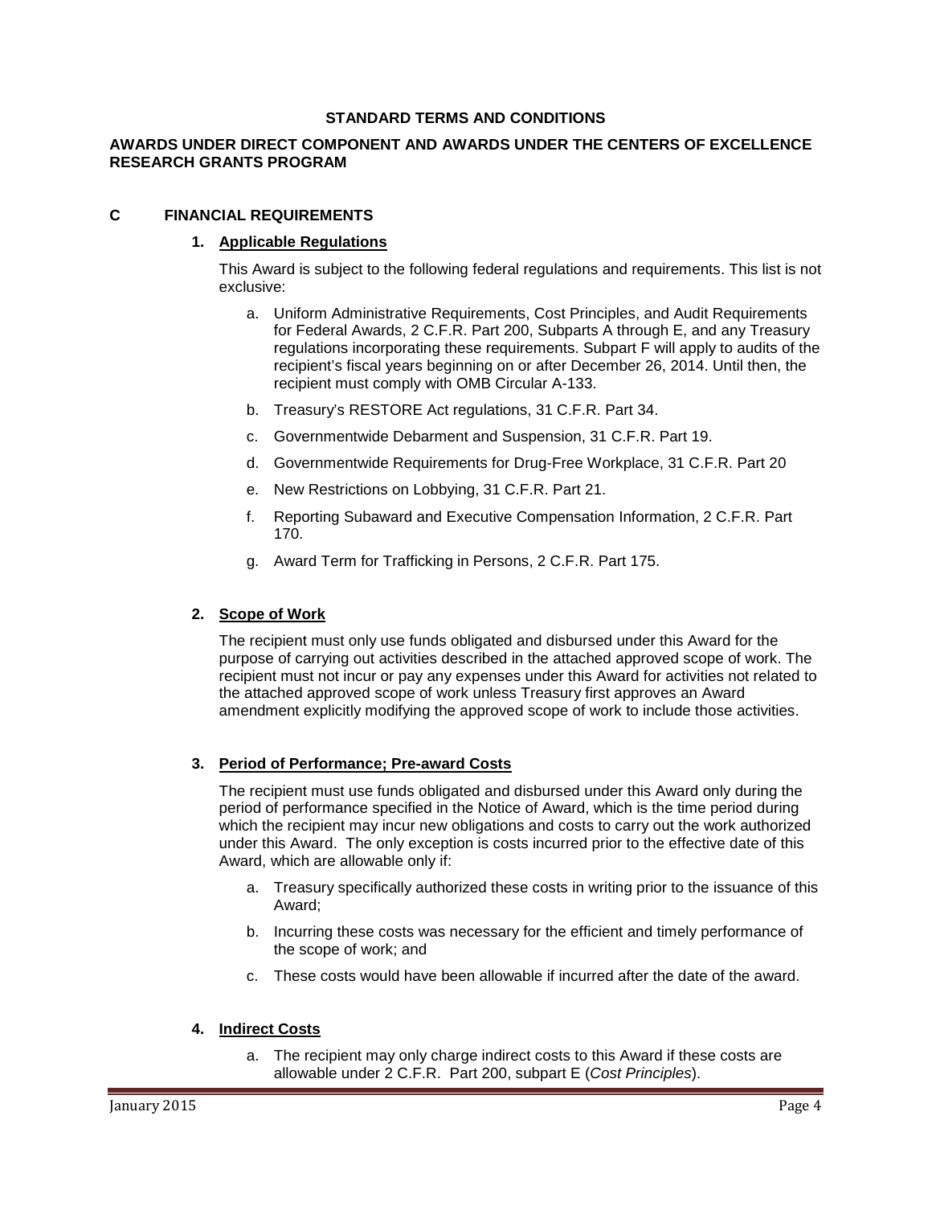**STANDARD TERMS AND CONDITIONS**

**AWARDS UNDER DIRECT COMPONENT AND AWARDS UNDER THE CENTERS OF EXCELLENCE RESEARCH GRANTS PROGRAM**

## C FINANCIAL REQUIREMENTS

### 1. Applicable Regulations

This Award is subject to the following federal regulations and requirements. This list is not exclusive:

a. Uniform Administrative Requirements, Cost Principles, and Audit Requirements for Federal Awards, 2 C.F.R. Part 200, Subparts A through E, and any Treasury regulations incorporating these requirements. Subpart F will apply to audits of the recipient's fiscal years beginning on or after December 26, 2014. Until then, the recipient must comply with OMB Circular A-133.

b. Treasury's RESTORE Act regulations, 31 C.F.R. Part 34.

c. Governmentwide Debarment and Suspension, 31 C.F.R. Part 19.

d. Governmentwide Requirements for Drug-Free Workplace, 31 C.F.R. Part 20

e. New Restrictions on Lobbying, 31 C.F.R. Part 21.

f. Reporting Subaward and Executive Compensation Information, 2 C.F.R. Part 170.

g. Award Term for Trafficking in Persons, 2 C.F.R. Part 175.

### 2. Scope of Work

The recipient must only use funds obligated and disbursed under this Award for the purpose of carrying out activities described in the attached approved scope of work. The recipient must not incur or pay any expenses under this Award for activities not related to the attached approved scope of work unless Treasury first approves an Award amendment explicitly modifying the approved scope of work to include those activities.

### 3. Period of Performance; Pre-award Costs

The recipient must use funds obligated and disbursed under this Award only during the period of performance specified in the Notice of Award, which is the time period during which the recipient may incur new obligations and costs to carry out the work authorized under this Award. The only exception is costs incurred prior to the effective date of this Award, which are allowable only if:

a. Treasury specifically authorized these costs in writing prior to the issuance of this Award;

b. Incurring these costs was necessary for the efficient and timely performance of the scope of work; and

c. These costs would have been allowable if incurred after the date of the award.

### 4. Indirect Costs

a. The recipient may only charge indirect costs to this Award if these costs are allowable under 2 C.F.R. Part 200, subpart E (*Cost Principles*).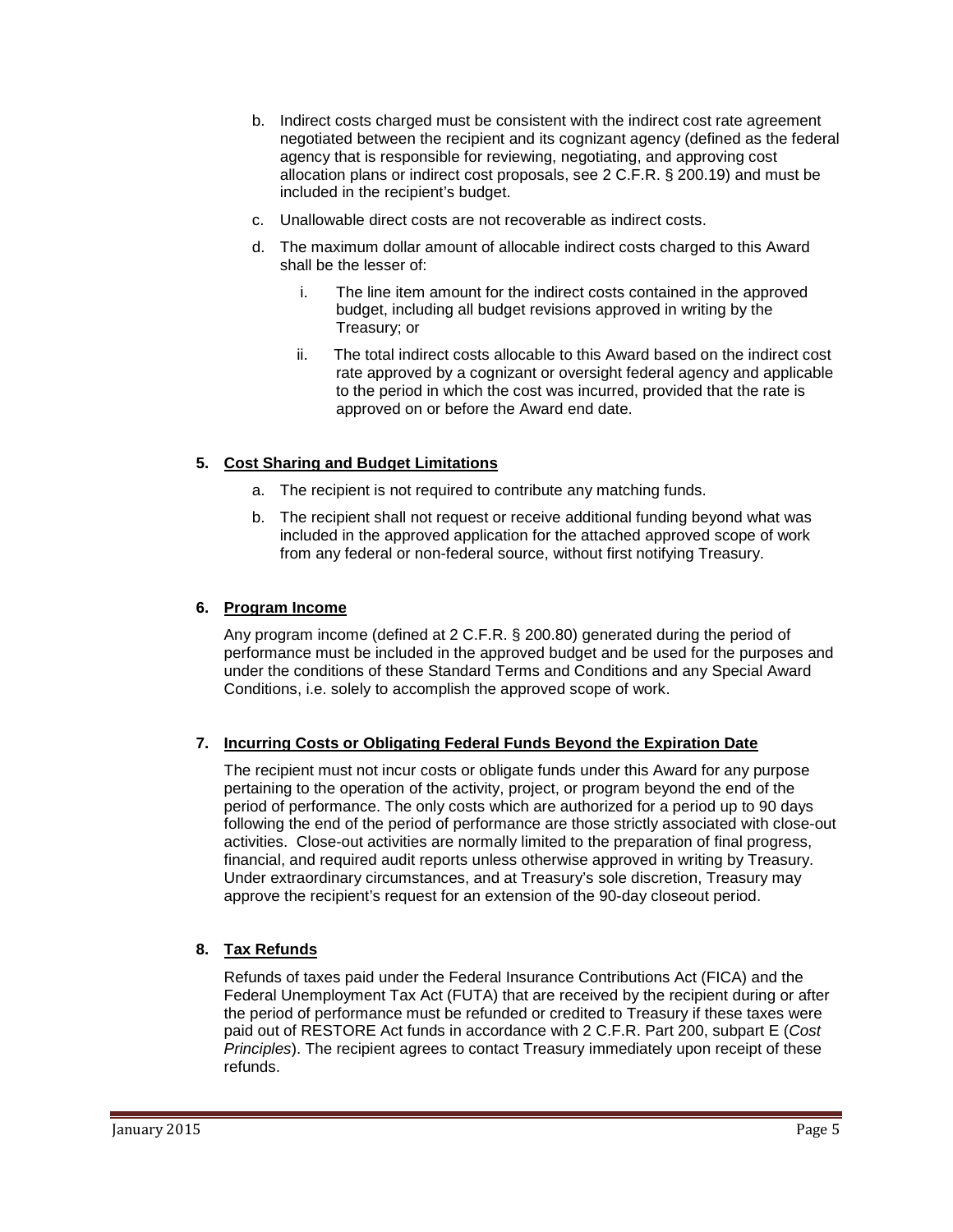b. Indirect costs charged must be consistent with the indirect cost rate agreement negotiated between the recipient and its cognizant agency (defined as the federal agency that is responsible for reviewing, negotiating, and approving cost allocation plans or indirect cost proposals, see 2 C.F.R. § 200.19) and must be included in the recipient's budget.

c. Unallowable direct costs are not recoverable as indirect costs.

d. The maximum dollar amount of allocable indirect costs charged to this Award shall be the lesser of:

   i. The line item amount for the indirect costs contained in the approved budget, including all budget revisions approved in writing by the Treasury; or

   ii. The total indirect costs allocable to this Award based on the indirect cost rate approved by a cognizant or oversight federal agency and applicable to the period in which the cost was incurred, provided that the rate is approved on or before the Award end date.

## 5. Cost Sharing and Budget Limitations

a. The recipient is not required to contribute any matching funds.

b. The recipient shall not request or receive additional funding beyond what was included in the approved application for the attached approved scope of work from any federal or non-federal source, without first notifying Treasury.

## 6. Program Income

Any program income (defined at 2 C.F.R. § 200.80) generated during the period of performance must be included in the approved budget and be used for the purposes and under the conditions of these Standard Terms and Conditions and any Special Award Conditions, i.e. solely to accomplish the approved scope of work.

## 7. Incurring Costs or Obligating Federal Funds Beyond the Expiration Date

The recipient must not incur costs or obligate funds under this Award for any purpose pertaining to the operation of the activity, project, or program beyond the end of the period of performance. The only costs which are authorized for a period up to 90 days following the end of the period of performance are those strictly associated with close-out activities. Close-out activities are normally limited to the preparation of final progress, financial, and required audit reports unless otherwise approved in writing by Treasury. Under extraordinary circumstances, and at Treasury's sole discretion, Treasury may approve the recipient's request for an extension of the 90-day closeout period.

## 8. Tax Refunds

Refunds of taxes paid under the Federal Insurance Contributions Act (FICA) and the Federal Unemployment Tax Act (FUTA) that are received by the recipient during or after the period of performance must be refunded or credited to Treasury if these taxes were paid out of RESTORE Act funds in accordance with 2 C.F.R. Part 200, subpart E (*Cost Principles*). The recipient agrees to contact Treasury immediately upon receipt of these refunds.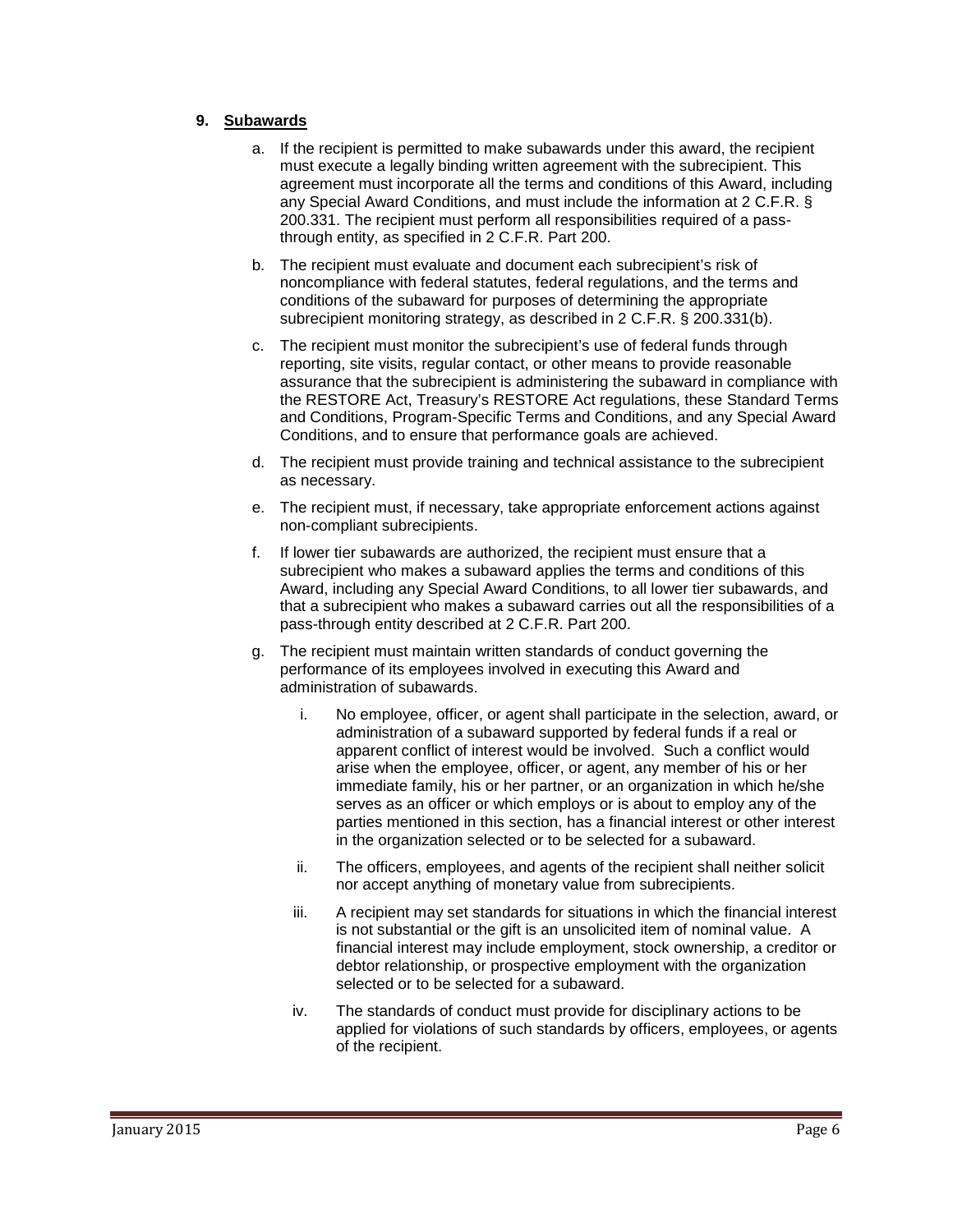## 9. Subawards

a. If the recipient is permitted to make subawards under this award, the recipient must execute a legally binding written agreement with the subrecipient. This agreement must incorporate all the terms and conditions of this Award, including any Special Award Conditions, and must include the information at 2 C.F.R. § 200.331. The recipient must perform all responsibilities required of a pass-through entity, as specified in 2 C.F.R. Part 200.

b. The recipient must evaluate and document each subrecipient's risk of noncompliance with federal statutes, federal regulations, and the terms and conditions of the subaward for purposes of determining the appropriate subrecipient monitoring strategy, as described in 2 C.F.R. § 200.331(b).

c. The recipient must monitor the subrecipient's use of federal funds through reporting, site visits, regular contact, or other means to provide reasonable assurance that the subrecipient is administering the subaward in compliance with the RESTORE Act, Treasury's RESTORE Act regulations, these Standard Terms and Conditions, Program-Specific Terms and Conditions, and any Special Award Conditions, and to ensure that performance goals are achieved.

d. The recipient must provide training and technical assistance to the subrecipient as necessary.

e. The recipient must, if necessary, take appropriate enforcement actions against non-compliant subrecipients.

f. If lower tier subawards are authorized, the recipient must ensure that a subrecipient who makes a subaward applies the terms and conditions of this Award, including any Special Award Conditions, to all lower tier subawards, and that a subrecipient who makes a subaward carries out all the responsibilities of a pass-through entity described at 2 C.F.R. Part 200.

g. The recipient must maintain written standards of conduct governing the performance of its employees involved in executing this Award and administration of subawards.

   i. No employee, officer, or agent shall participate in the selection, award, or administration of a subaward supported by federal funds if a real or apparent conflict of interest would be involved. Such a conflict would arise when the employee, officer, or agent, any member of his or her immediate family, his or her partner, or an organization in which he/she serves as an officer or which employs or is about to employ any of the parties mentioned in this section, has a financial interest or other interest in the organization selected or to be selected for a subaward.

   ii. The officers, employees, and agents of the recipient shall neither solicit nor accept anything of monetary value from subrecipients.

   iii. A recipient may set standards for situations in which the financial interest is not substantial or the gift is an unsolicited item of nominal value. A financial interest may include employment, stock ownership, a creditor or debtor relationship, or prospective employment with the organization selected or to be selected for a subaward.

   iv. The standards of conduct must provide for disciplinary actions to be applied for violations of such standards by officers, employees, or agents of the recipient.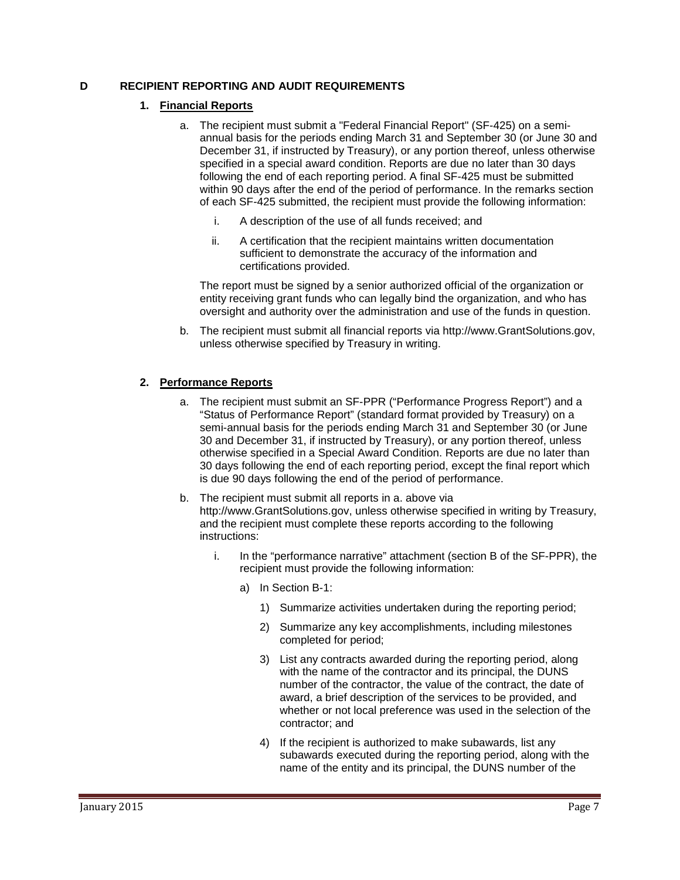## D RECIPIENT REPORTING AND AUDIT REQUIREMENTS

### 1. Financial Reports

a. The recipient must submit a "Federal Financial Report" (SF-425) on a semi-annual basis for the periods ending March 31 and September 30 (or June 30 and December 31, if instructed by Treasury), or any portion thereof, unless otherwise specified in a special award condition. Reports are due no later than 30 days following the end of each reporting period. A final SF-425 must be submitted within 90 days after the end of the period of performance. In the remarks section of each SF-425 submitted, the recipient must provide the following information:

   i. A description of the use of all funds received; and

   ii. A certification that the recipient maintains written documentation sufficient to demonstrate the accuracy of the information and certifications provided.

   The report must be signed by a senior authorized official of the organization or entity receiving grant funds who can legally bind the organization, and who has oversight and authority over the administration and use of the funds in question.

b. The recipient must submit all financial reports via http://www.GrantSolutions.gov, unless otherwise specified by Treasury in writing.

### 2. Performance Reports

a. The recipient must submit an SF-PPR ("Performance Progress Report") and a "Status of Performance Report" (standard format provided by Treasury) on a semi-annual basis for the periods ending March 31 and September 30 (or June 30 and December 31, if instructed by Treasury), or any portion thereof, unless otherwise specified in a Special Award Condition. Reports are due no later than 30 days following the end of each reporting period, except the final report which is due 90 days following the end of the period of performance.

b. The recipient must submit all reports in a. above via http://www.GrantSolutions.gov, unless otherwise specified in writing by Treasury, and the recipient must complete these reports according to the following instructions:

   i. In the "performance narrative" attachment (section B of the SF-PPR), the recipient must provide the following information:

      a) In Section B-1:

         1) Summarize activities undertaken during the reporting period;

         2) Summarize any key accomplishments, including milestones completed for period;

         3) List any contracts awarded during the reporting period, along with the name of the contractor and its principal, the DUNS number of the contractor, the value of the contract, the date of award, a brief description of the services to be provided, and whether or not local preference was used in the selection of the contractor; and

         4) If the recipient is authorized to make subawards, list any subawards executed during the reporting period, along with the name of the entity and its principal, the DUNS number of the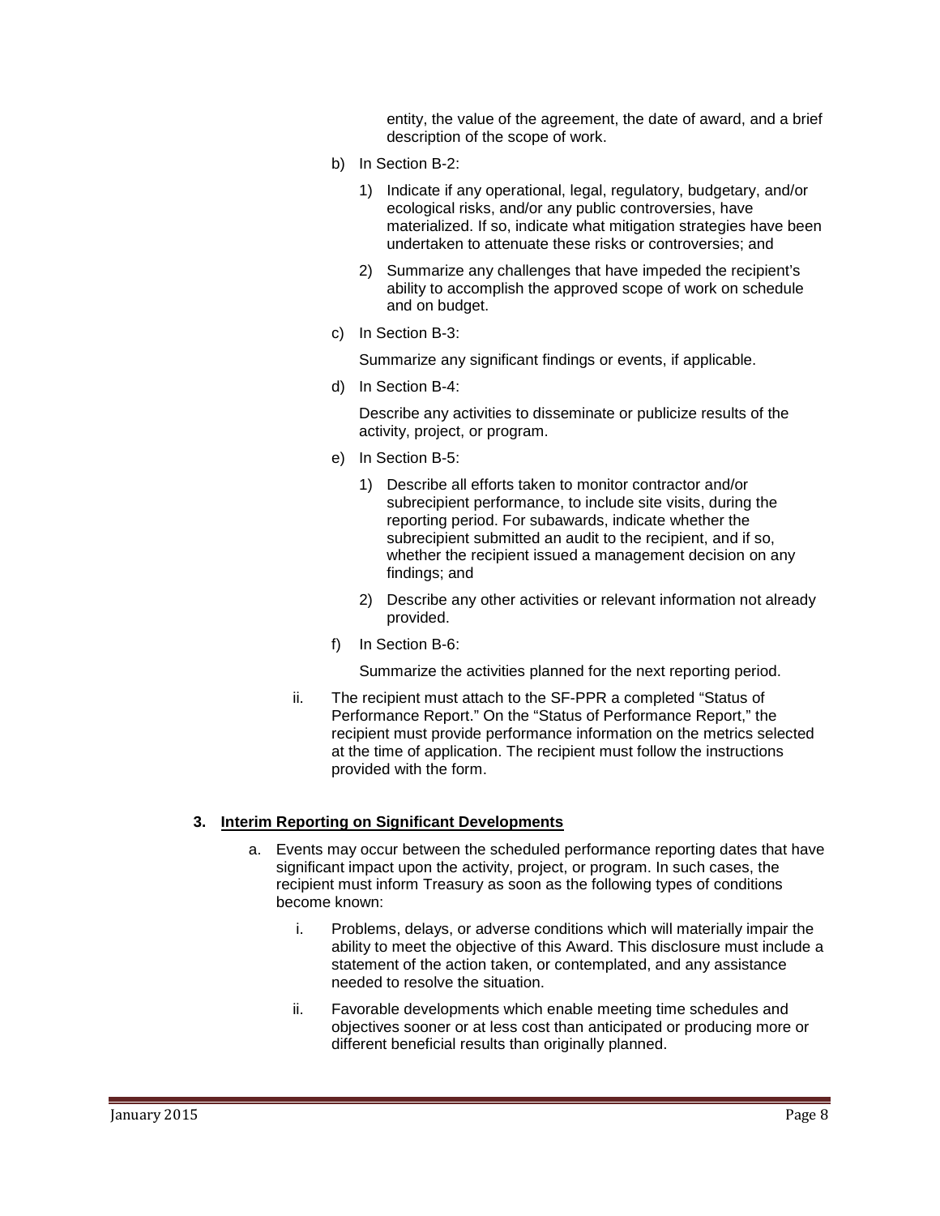entity, the value of the agreement, the date of award, and a brief description of the scope of work.

b) In Section B-2:

   1) Indicate if any operational, legal, regulatory, budgetary, and/or ecological risks, and/or any public controversies, have materialized. If so, indicate what mitigation strategies have been undertaken to attenuate these risks or controversies; and

   2) Summarize any challenges that have impeded the recipient's ability to accomplish the approved scope of work on schedule and on budget.

c) In Section B-3:

   Summarize any significant findings or events, if applicable.

d) In Section B-4:

   Describe any activities to disseminate or publicize results of the activity, project, or program.

e) In Section B-5:

   1) Describe all efforts taken to monitor contractor and/or subrecipient performance, to include site visits, during the reporting period. For subawards, indicate whether the subrecipient submitted an audit to the recipient, and if so, whether the recipient issued a management decision on any findings; and

   2) Describe any other activities or relevant information not already provided.

f) In Section B-6:

   Summarize the activities planned for the next reporting period.

ii. The recipient must attach to the SF-PPR a completed "Status of Performance Report." On the "Status of Performance Report," the recipient must provide performance information on the metrics selected at the time of application. The recipient must follow the instructions provided with the form.

### 3. Interim Reporting on Significant Developments

a. Events may occur between the scheduled performance reporting dates that have significant impact upon the activity, project, or program. In such cases, the recipient must inform Treasury as soon as the following types of conditions become known:

   i. Problems, delays, or adverse conditions which will materially impair the ability to meet the objective of this Award. This disclosure must include a statement of the action taken, or contemplated, and any assistance needed to resolve the situation.

   ii. Favorable developments which enable meeting time schedules and objectives sooner or at less cost than anticipated or producing more or different beneficial results than originally planned.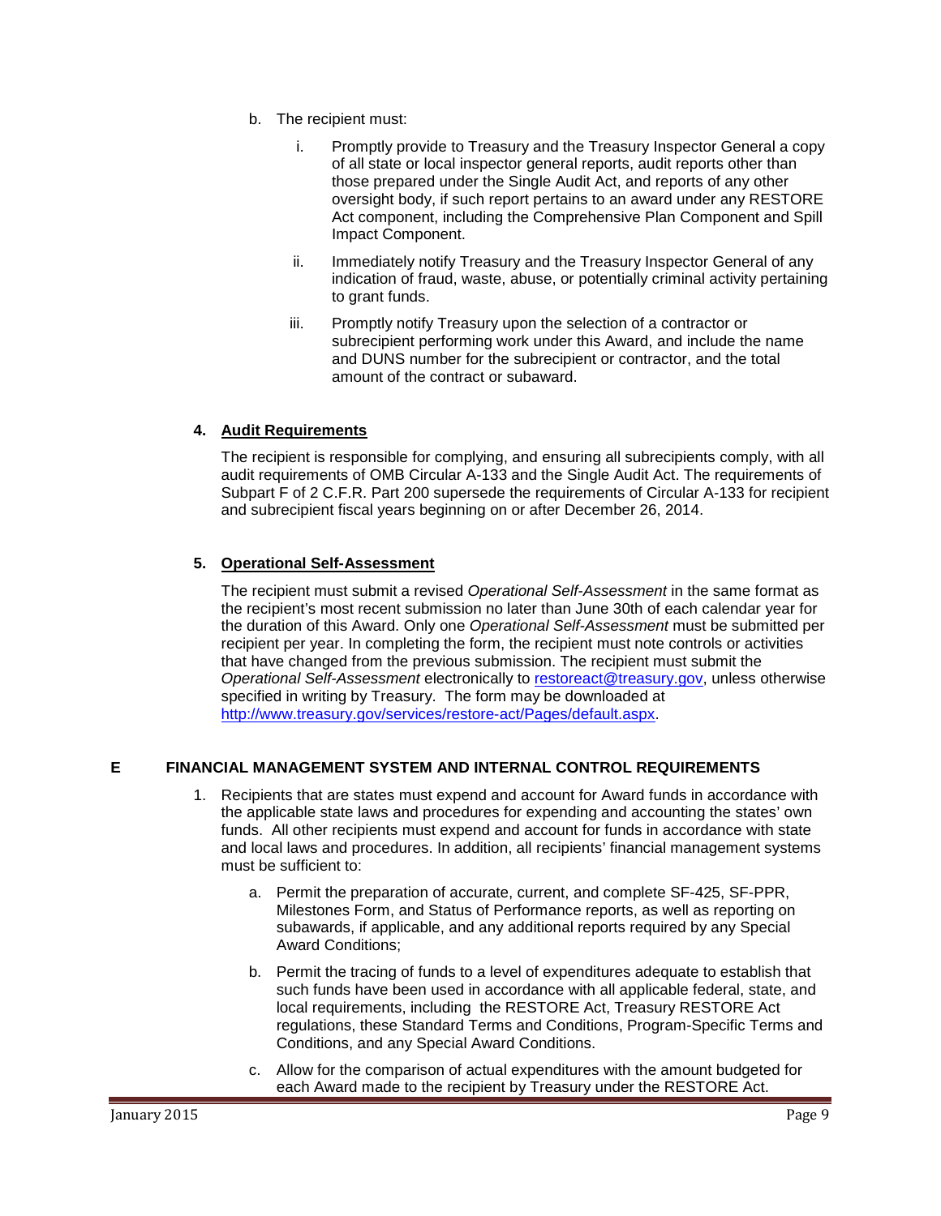b. The recipient must:

   i. Promptly provide to Treasury and the Treasury Inspector General a copy of all state or local inspector general reports, audit reports other than those prepared under the Single Audit Act, and reports of any other oversight body, if such report pertains to an award under any RESTORE Act component, including the Comprehensive Plan Component and Spill Impact Component.

   ii. Immediately notify Treasury and the Treasury Inspector General of any indication of fraud, waste, abuse, or potentially criminal activity pertaining to grant funds.

   iii. Promptly notify Treasury upon the selection of a contractor or subrecipient performing work under this Award, and include the name and DUNS number for the subrecipient or contractor, and the total amount of the contract or subaward.

**4. <u>Audit Requirements</u>**

The recipient is responsible for complying, and ensuring all subrecipients comply, with all audit requirements of OMB Circular A-133 and the Single Audit Act. The requirements of Subpart F of 2 C.F.R. Part 200 supersede the requirements of Circular A-133 for recipient and subrecipient fiscal years beginning on or after December 26, 2014.

**5. <u>Operational Self-Assessment</u>**

The recipient must submit a revised *Operational Self-Assessment* in the same format as the recipient's most recent submission no later than June 30th of each calendar year for the duration of this Award. Only one *Operational Self-Assessment* must be submitted per recipient per year. In completing the form, the recipient must note controls or activities that have changed from the previous submission. The recipient must submit the *Operational Self-Assessment* electronically to restoreact@treasury.gov, unless otherwise specified in writing by Treasury. The form may be downloaded at http://www.treasury.gov/services/restore-act/Pages/default.aspx.

## E FINANCIAL MANAGEMENT SYSTEM AND INTERNAL CONTROL REQUIREMENTS

1. Recipients that are states must expend and account for Award funds in accordance with the applicable state laws and procedures for expending and accounting the states' own funds. All other recipients must expend and account for funds in accordance with state and local laws and procedures. In addition, all recipients' financial management systems must be sufficient to:

   a. Permit the preparation of accurate, current, and complete SF-425, SF-PPR, Milestones Form, and Status of Performance reports, as well as reporting on subawards, if applicable, and any additional reports required by any Special Award Conditions;

   b. Permit the tracing of funds to a level of expenditures adequate to establish that such funds have been used in accordance with all applicable federal, state, and local requirements, including the RESTORE Act, Treasury RESTORE Act regulations, these Standard Terms and Conditions, Program-Specific Terms and Conditions, and any Special Award Conditions.

   c. Allow for the comparison of actual expenditures with the amount budgeted for each Award made to the recipient by Treasury under the RESTORE Act.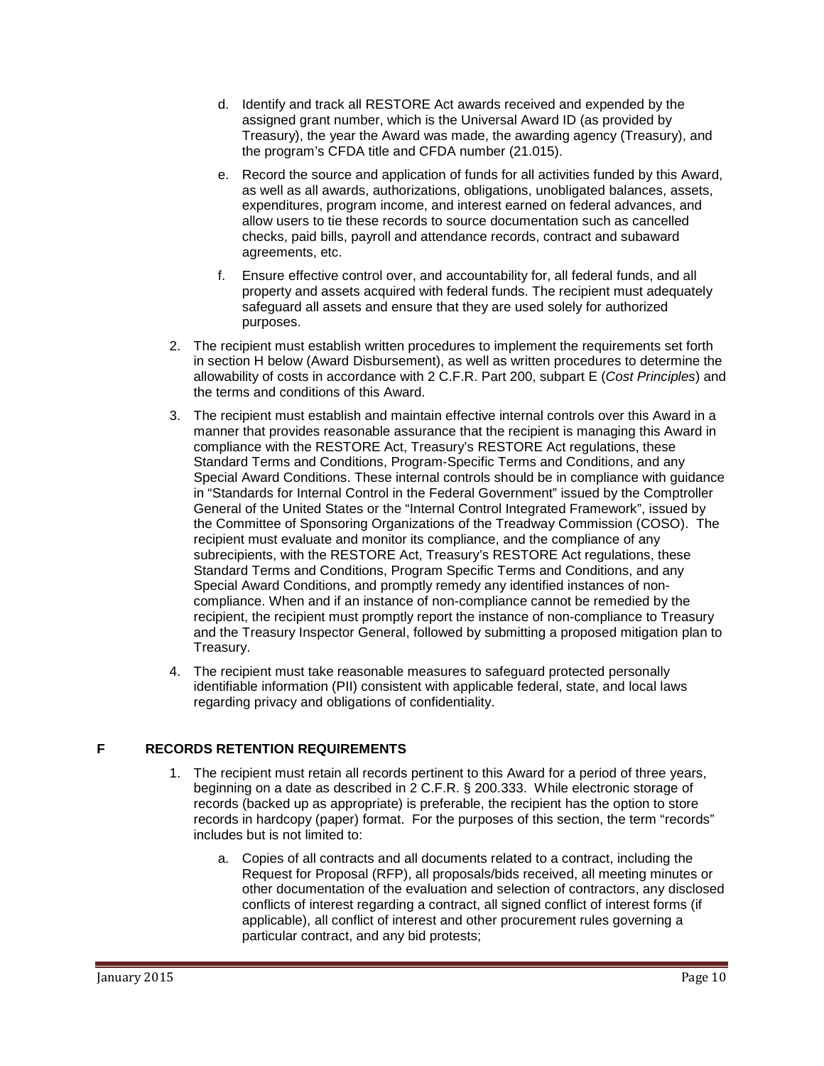d. Identify and track all RESTORE Act awards received and expended by the assigned grant number, which is the Universal Award ID (as provided by Treasury), the year the Award was made, the awarding agency (Treasury), and the program's CFDA title and CFDA number (21.015).

e. Record the source and application of funds for all activities funded by this Award, as well as all awards, authorizations, obligations, unobligated balances, assets, expenditures, program income, and interest earned on federal advances, and allow users to tie these records to source documentation such as cancelled checks, paid bills, payroll and attendance records, contract and subaward agreements, etc.

f. Ensure effective control over, and accountability for, all federal funds, and all property and assets acquired with federal funds. The recipient must adequately safeguard all assets and ensure that they are used solely for authorized purposes.

2. The recipient must establish written procedures to implement the requirements set forth in section H below (Award Disbursement), as well as written procedures to determine the allowability of costs in accordance with 2 C.F.R. Part 200, subpart E (*Cost Principles*) and the terms and conditions of this Award.

3. The recipient must establish and maintain effective internal controls over this Award in a manner that provides reasonable assurance that the recipient is managing this Award in compliance with the RESTORE Act, Treasury's RESTORE Act regulations, these Standard Terms and Conditions, Program-Specific Terms and Conditions, and any Special Award Conditions. These internal controls should be in compliance with guidance in "Standards for Internal Control in the Federal Government" issued by the Comptroller General of the United States or the "Internal Control Integrated Framework", issued by the Committee of Sponsoring Organizations of the Treadway Commission (COSO). The recipient must evaluate and monitor its compliance, and the compliance of any subrecipients, with the RESTORE Act, Treasury's RESTORE Act regulations, these Standard Terms and Conditions, Program Specific Terms and Conditions, and any Special Award Conditions, and promptly remedy any identified instances of non-compliance. When and if an instance of non-compliance cannot be remedied by the recipient, the recipient must promptly report the instance of non-compliance to Treasury and the Treasury Inspector General, followed by submitting a proposed mitigation plan to Treasury.

4. The recipient must take reasonable measures to safeguard protected personally identifiable information (PII) consistent with applicable federal, state, and local laws regarding privacy and obligations of confidentiality.

## F RECORDS RETENTION REQUIREMENTS

1. The recipient must retain all records pertinent to this Award for a period of three years, beginning on a date as described in 2 C.F.R. § 200.333. While electronic storage of records (backed up as appropriate) is preferable, the recipient has the option to store records in hardcopy (paper) format. For the purposes of this section, the term "records" includes but is not limited to:

   a. Copies of all contracts and all documents related to a contract, including the Request for Proposal (RFP), all proposals/bids received, all meeting minutes or other documentation of the evaluation and selection of contractors, any disclosed conflicts of interest regarding a contract, all signed conflict of interest forms (if applicable), all conflict of interest and other procurement rules governing a particular contract, and any bid protests;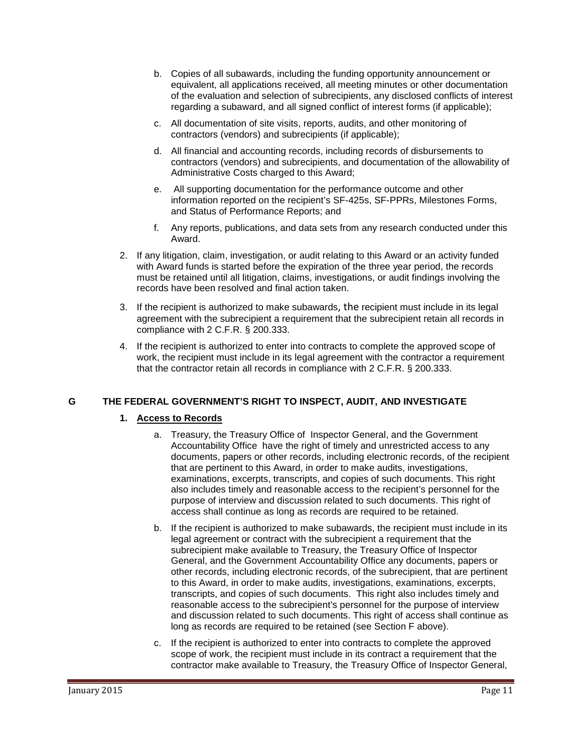b. Copies of all subawards, including the funding opportunity announcement or equivalent, all applications received, all meeting minutes or other documentation of the evaluation and selection of subrecipients, any disclosed conflicts of interest regarding a subaward, and all signed conflict of interest forms (if applicable);

c. All documentation of site visits, reports, audits, and other monitoring of contractors (vendors) and subrecipients (if applicable);

d. All financial and accounting records, including records of disbursements to contractors (vendors) and subrecipients, and documentation of the allowability of Administrative Costs charged to this Award;

e. All supporting documentation for the performance outcome and other information reported on the recipient's SF-425s, SF-PPRs, Milestones Forms, and Status of Performance Reports; and

f. Any reports, publications, and data sets from any research conducted under this Award.

2. If any litigation, claim, investigation, or audit relating to this Award or an activity funded with Award funds is started before the expiration of the three year period, the records must be retained until all litigation, claims, investigations, or audit findings involving the records have been resolved and final action taken.

3. If the recipient is authorized to make subawards, the recipient must include in its legal agreement with the subrecipient a requirement that the subrecipient retain all records in compliance with 2 C.F.R. § 200.333.

4. If the recipient is authorized to enter into contracts to complete the approved scope of work, the recipient must include in its legal agreement with the contractor a requirement that the contractor retain all records in compliance with 2 C.F.R. § 200.333.

## G THE FEDERAL GOVERNMENT'S RIGHT TO INSPECT, AUDIT, AND INVESTIGATE

### 1. Access to Records

a. Treasury, the Treasury Office of Inspector General, and the Government Accountability Office have the right of timely and unrestricted access to any documents, papers or other records, including electronic records, of the recipient that are pertinent to this Award, in order to make audits, investigations, examinations, excerpts, transcripts, and copies of such documents. This right also includes timely and reasonable access to the recipient's personnel for the purpose of interview and discussion related to such documents. This right of access shall continue as long as records are required to be retained.

b. If the recipient is authorized to make subawards, the recipient must include in its legal agreement or contract with the subrecipient a requirement that the subrecipient make available to Treasury, the Treasury Office of Inspector General, and the Government Accountability Office any documents, papers or other records, including electronic records, of the subrecipient, that are pertinent to this Award, in order to make audits, investigations, examinations, excerpts, transcripts, and copies of such documents. This right also includes timely and reasonable access to the subrecipient's personnel for the purpose of interview and discussion related to such documents. This right of access shall continue as long as records are required to be retained (see Section F above).

c. If the recipient is authorized to enter into contracts to complete the approved scope of work, the recipient must include in its contract a requirement that the contractor make available to Treasury, the Treasury Office of Inspector General,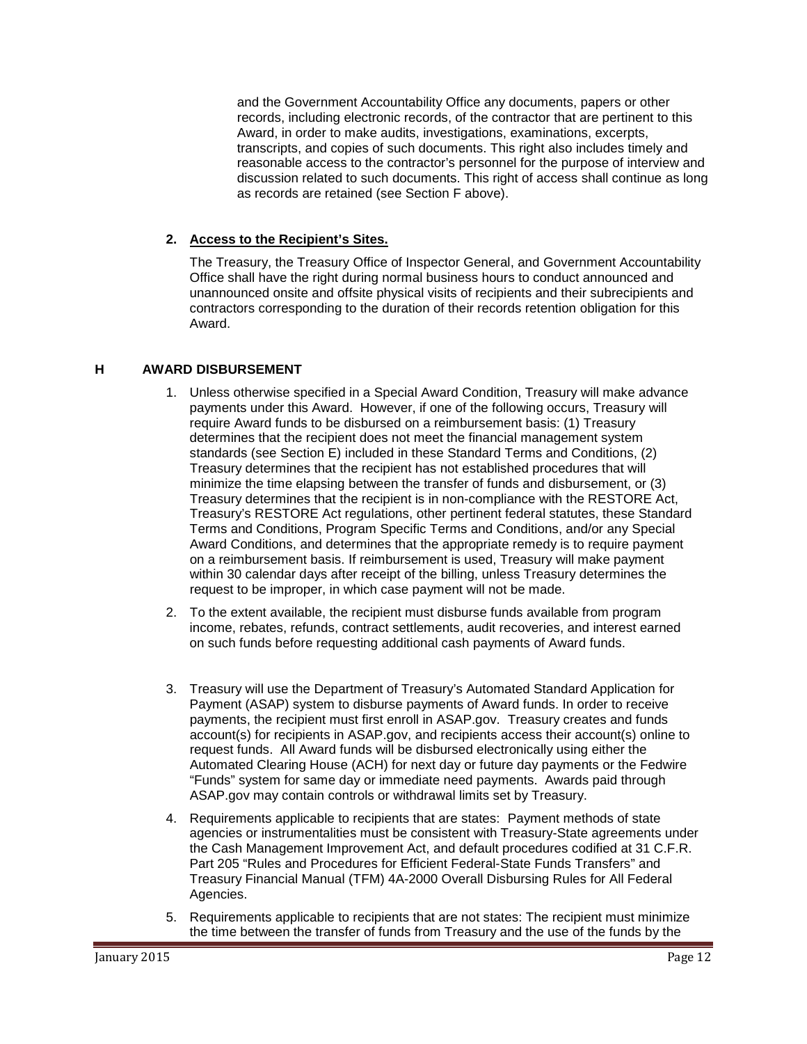and the Government Accountability Office any documents, papers or other records, including electronic records, of the contractor that are pertinent to this Award, in order to make audits, investigations, examinations, excerpts, transcripts, and copies of such documents. This right also includes timely and reasonable access to the contractor's personnel for the purpose of interview and discussion related to such documents. This right of access shall continue as long as records are retained (see Section F above).

**2. Access to the Recipient's Sites.**

The Treasury, the Treasury Office of Inspector General, and Government Accountability Office shall have the right during normal business hours to conduct announced and unannounced onsite and offsite physical visits of recipients and their subrecipients and contractors corresponding to the duration of their records retention obligation for this Award.

## H AWARD DISBURSEMENT

1. Unless otherwise specified in a Special Award Condition, Treasury will make advance payments under this Award. However, if one of the following occurs, Treasury will require Award funds to be disbursed on a reimbursement basis: (1) Treasury determines that the recipient does not meet the financial management system standards (see Section E) included in these Standard Terms and Conditions, (2) Treasury determines that the recipient has not established procedures that will minimize the time elapsing between the transfer of funds and disbursement, or (3) Treasury determines that the recipient is in non-compliance with the RESTORE Act, Treasury's RESTORE Act regulations, other pertinent federal statutes, these Standard Terms and Conditions, Program Specific Terms and Conditions, and/or any Special Award Conditions, and determines that the appropriate remedy is to require payment on a reimbursement basis. If reimbursement is used, Treasury will make payment within 30 calendar days after receipt of the billing, unless Treasury determines the request to be improper, in which case payment will not be made.
2. To the extent available, the recipient must disburse funds available from program income, rebates, refunds, contract settlements, audit recoveries, and interest earned on such funds before requesting additional cash payments of Award funds.
3. Treasury will use the Department of Treasury's Automated Standard Application for Payment (ASAP) system to disburse payments of Award funds. In order to receive payments, the recipient must first enroll in ASAP.gov. Treasury creates and funds account(s) for recipients in ASAP.gov, and recipients access their account(s) online to request funds. All Award funds will be disbursed electronically using either the Automated Clearing House (ACH) for next day or future day payments or the Fedwire "Funds" system for same day or immediate need payments. Awards paid through ASAP.gov may contain controls or withdrawal limits set by Treasury.
4. Requirements applicable to recipients that are states: Payment methods of state agencies or instrumentalities must be consistent with Treasury-State agreements under the Cash Management Improvement Act, and default procedures codified at 31 C.F.R. Part 205 "Rules and Procedures for Efficient Federal-State Funds Transfers" and Treasury Financial Manual (TFM) 4A-2000 Overall Disbursing Rules for All Federal Agencies.
5. Requirements applicable to recipients that are not states: The recipient must minimize the time between the transfer of funds from Treasury and the use of the funds by the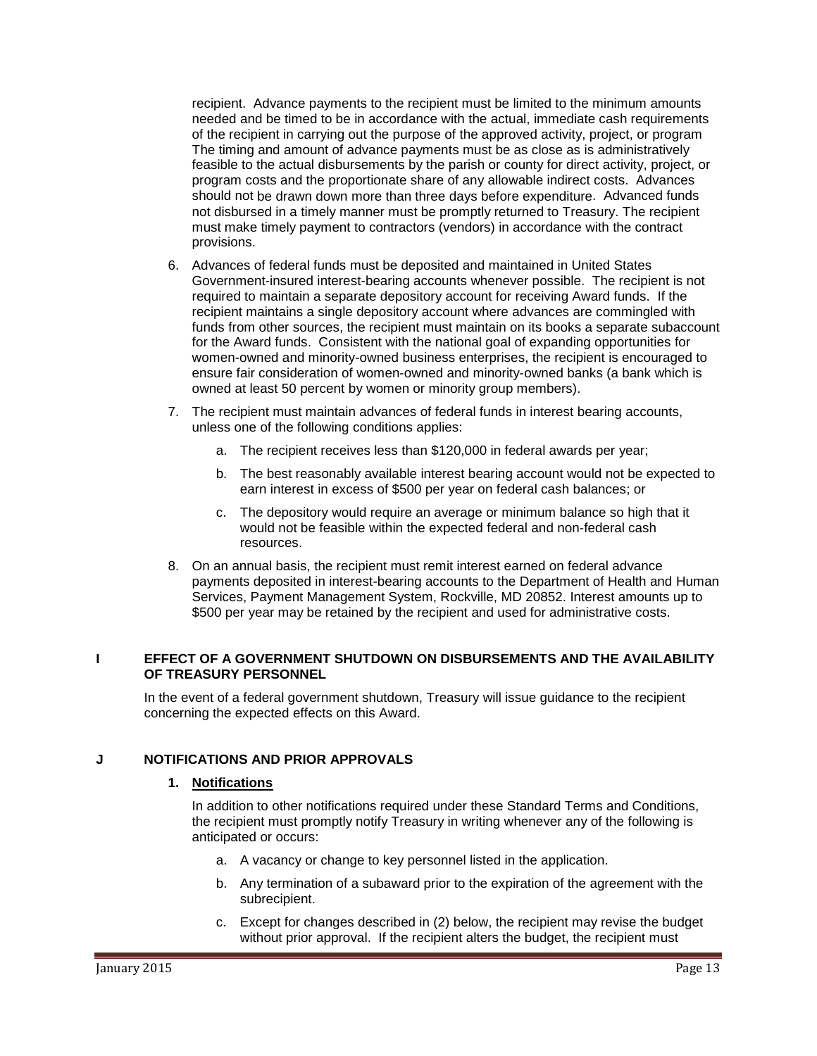recipient. Advance payments to the recipient must be limited to the minimum amounts needed and be timed to be in accordance with the actual, immediate cash requirements of the recipient in carrying out the purpose of the approved activity, project, or program The timing and amount of advance payments must be as close as is administratively feasible to the actual disbursements by the parish or county for direct activity, project, or program costs and the proportionate share of any allowable indirect costs. Advances should not be drawn down more than three days before expenditure. Advanced funds not disbursed in a timely manner must be promptly returned to Treasury. The recipient must make timely payment to contractors (vendors) in accordance with the contract provisions.

6. Advances of federal funds must be deposited and maintained in United States Government-insured interest-bearing accounts whenever possible. The recipient is not required to maintain a separate depository account for receiving Award funds. If the recipient maintains a single depository account where advances are commingled with funds from other sources, the recipient must maintain on its books a separate subaccount for the Award funds. Consistent with the national goal of expanding opportunities for women-owned and minority-owned business enterprises, the recipient is encouraged to ensure fair consideration of women-owned and minority-owned banks (a bank which is owned at least 50 percent by women or minority group members).

7. The recipient must maintain advances of federal funds in interest bearing accounts, unless one of the following conditions applies:

   a. The recipient receives less than $120,000 in federal awards per year;

   b. The best reasonably available interest bearing account would not be expected to earn interest in excess of $500 per year on federal cash balances; or

   c. The depository would require an average or minimum balance so high that it would not be feasible within the expected federal and non-federal cash resources.

8. On an annual basis, the recipient must remit interest earned on federal advance payments deposited in interest-bearing accounts to the Department of Health and Human Services, Payment Management System, Rockville, MD 20852. Interest amounts up to $500 per year may be retained by the recipient and used for administrative costs.

## I EFFECT OF A GOVERNMENT SHUTDOWN ON DISBURSEMENTS AND THE AVAILABILITY OF TREASURY PERSONNEL

In the event of a federal government shutdown, Treasury will issue guidance to the recipient concerning the expected effects on this Award.

## J NOTIFICATIONS AND PRIOR APPROVALS

### 1. Notifications

In addition to other notifications required under these Standard Terms and Conditions, the recipient must promptly notify Treasury in writing whenever any of the following is anticipated or occurs:

a. A vacancy or change to key personnel listed in the application.

b. Any termination of a subaward prior to the expiration of the agreement with the subrecipient.

c. Except for changes described in (2) below, the recipient may revise the budget without prior approval. If the recipient alters the budget, the recipient must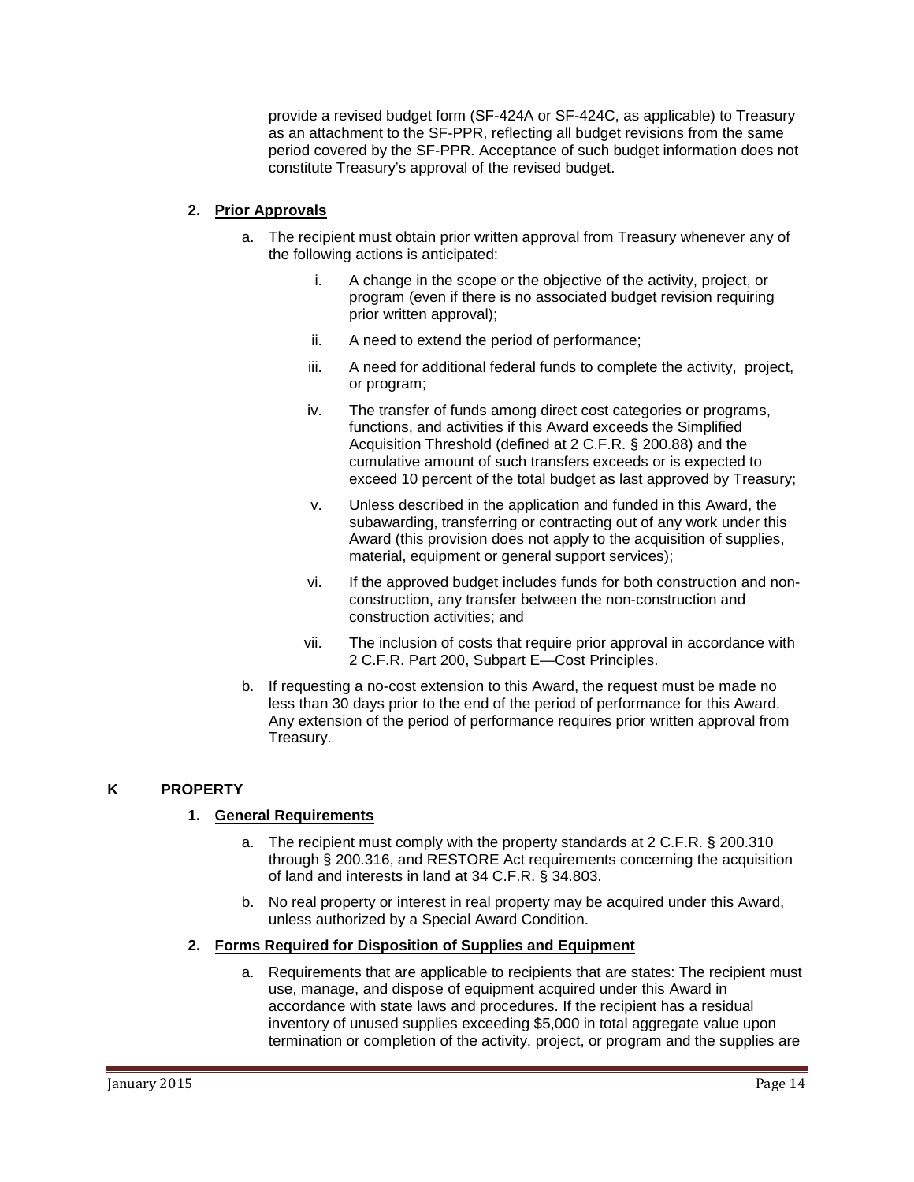provide a revised budget form (SF-424A or SF-424C, as applicable) to Treasury as an attachment to the SF-PPR, reflecting all budget revisions from the same period covered by the SF-PPR. Acceptance of such budget information does not constitute Treasury's approval of the revised budget.

### 2. Prior Approvals

a. The recipient must obtain prior written approval from Treasury whenever any of the following actions is anticipated:

   i. A change in the scope or the objective of the activity, project, or program (even if there is no associated budget revision requiring prior written approval);

   ii. A need to extend the period of performance;

   iii. A need for additional federal funds to complete the activity, project, or program;

   iv. The transfer of funds among direct cost categories or programs, functions, and activities if this Award exceeds the Simplified Acquisition Threshold (defined at 2 C.F.R. § 200.88) and the cumulative amount of such transfers exceeds or is expected to exceed 10 percent of the total budget as last approved by Treasury;

   v. Unless described in the application and funded in this Award, the subawarding, transferring or contracting out of any work under this Award (this provision does not apply to the acquisition of supplies, material, equipment or general support services);

   vi. If the approved budget includes funds for both construction and non-construction, any transfer between the non-construction and construction activities; and

   vii. The inclusion of costs that require prior approval in accordance with 2 C.F.R. Part 200, Subpart E—Cost Principles.

b. If requesting a no-cost extension to this Award, the request must be made no less than 30 days prior to the end of the period of performance for this Award. Any extension of the period of performance requires prior written approval from Treasury.

## K PROPERTY

### 1. General Requirements

a. The recipient must comply with the property standards at 2 C.F.R. § 200.310 through § 200.316, and RESTORE Act requirements concerning the acquisition of land and interests in land at 34 C.F.R. § 34.803.

b. No real property or interest in real property may be acquired under this Award, unless authorized by a Special Award Condition.

### 2. Forms Required for Disposition of Supplies and Equipment

a. Requirements that are applicable to recipients that are states: The recipient must use, manage, and dispose of equipment acquired under this Award in accordance with state laws and procedures. If the recipient has a residual inventory of unused supplies exceeding $5,000 in total aggregate value upon termination or completion of the activity, project, or program and the supplies are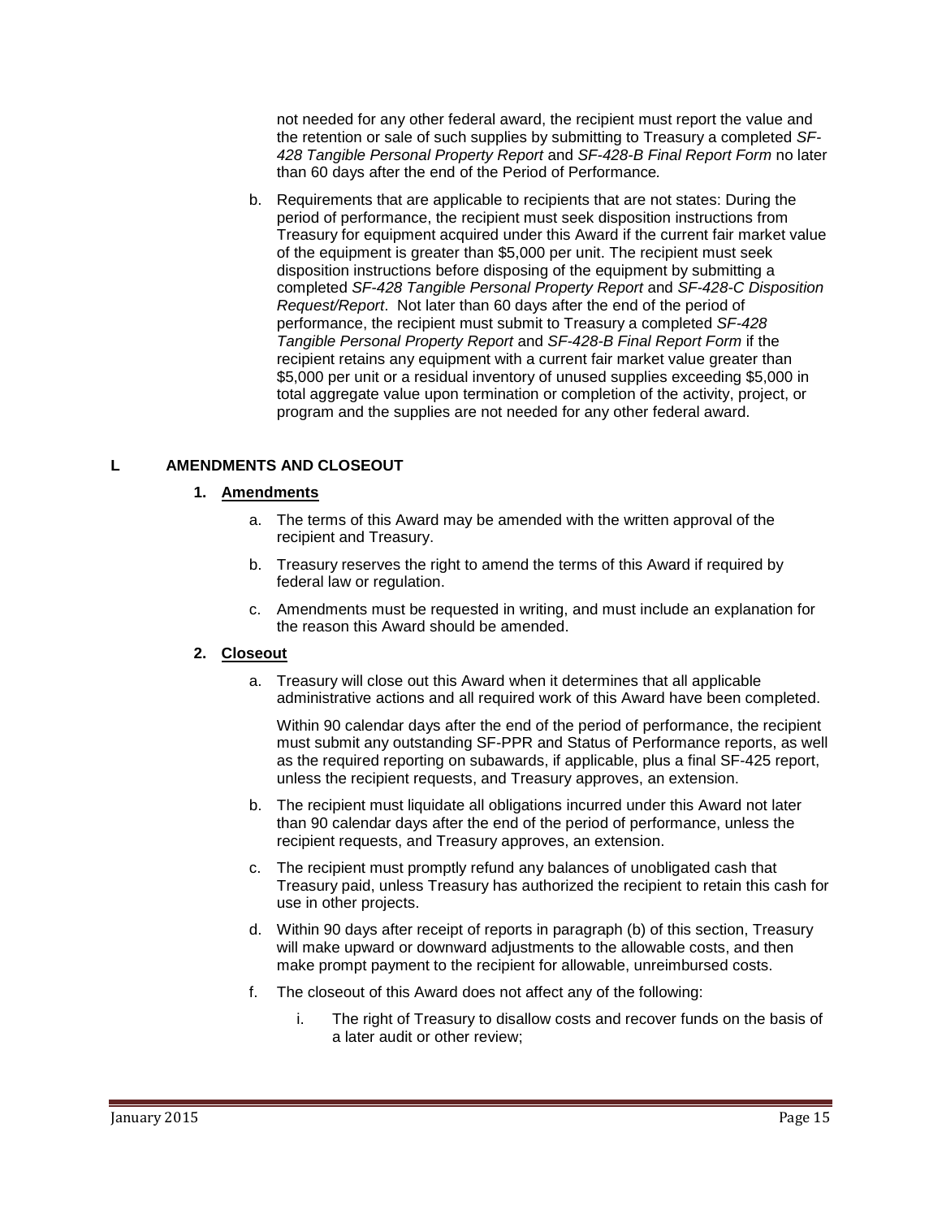not needed for any other federal award, the recipient must report the value and the retention or sale of such supplies by submitting to Treasury a completed *SF-428 Tangible Personal Property Report* and *SF-428-B Final Report Form* no later than 60 days after the end of the Period of Performance*.*

b. Requirements that are applicable to recipients that are not states: During the period of performance, the recipient must seek disposition instructions from Treasury for equipment acquired under this Award if the current fair market value of the equipment is greater than $5,000 per unit. The recipient must seek disposition instructions before disposing of the equipment by submitting a completed *SF-428 Tangible Personal Property Report* and *SF-428-C Disposition Request/Report*. Not later than 60 days after the end of the period of performance, the recipient must submit to Treasury a completed *SF-428 Tangible Personal Property Report* and *SF-428-B Final Report Form* if the recipient retains any equipment with a current fair market value greater than $5,000 per unit or a residual inventory of unused supplies exceeding $5,000 in total aggregate value upon termination or completion of the activity, project, or program and the supplies are not needed for any other federal award.

## L AMENDMENTS AND CLOSEOUT

### 1. Amendments

a. The terms of this Award may be amended with the written approval of the recipient and Treasury.

b. Treasury reserves the right to amend the terms of this Award if required by federal law or regulation.

c. Amendments must be requested in writing, and must include an explanation for the reason this Award should be amended.

### 2. Closeout

a. Treasury will close out this Award when it determines that all applicable administrative actions and all required work of this Award have been completed.

Within 90 calendar days after the end of the period of performance, the recipient must submit any outstanding SF-PPR and Status of Performance reports, as well as the required reporting on subawards, if applicable, plus a final SF-425 report, unless the recipient requests, and Treasury approves, an extension.

b. The recipient must liquidate all obligations incurred under this Award not later than 90 calendar days after the end of the period of performance, unless the recipient requests, and Treasury approves, an extension.

c. The recipient must promptly refund any balances of unobligated cash that Treasury paid, unless Treasury has authorized the recipient to retain this cash for use in other projects.

d. Within 90 days after receipt of reports in paragraph (b) of this section, Treasury will make upward or downward adjustments to the allowable costs, and then make prompt payment to the recipient for allowable, unreimbursed costs.

f. The closeout of this Award does not affect any of the following:

i. The right of Treasury to disallow costs and recover funds on the basis of a later audit or other review;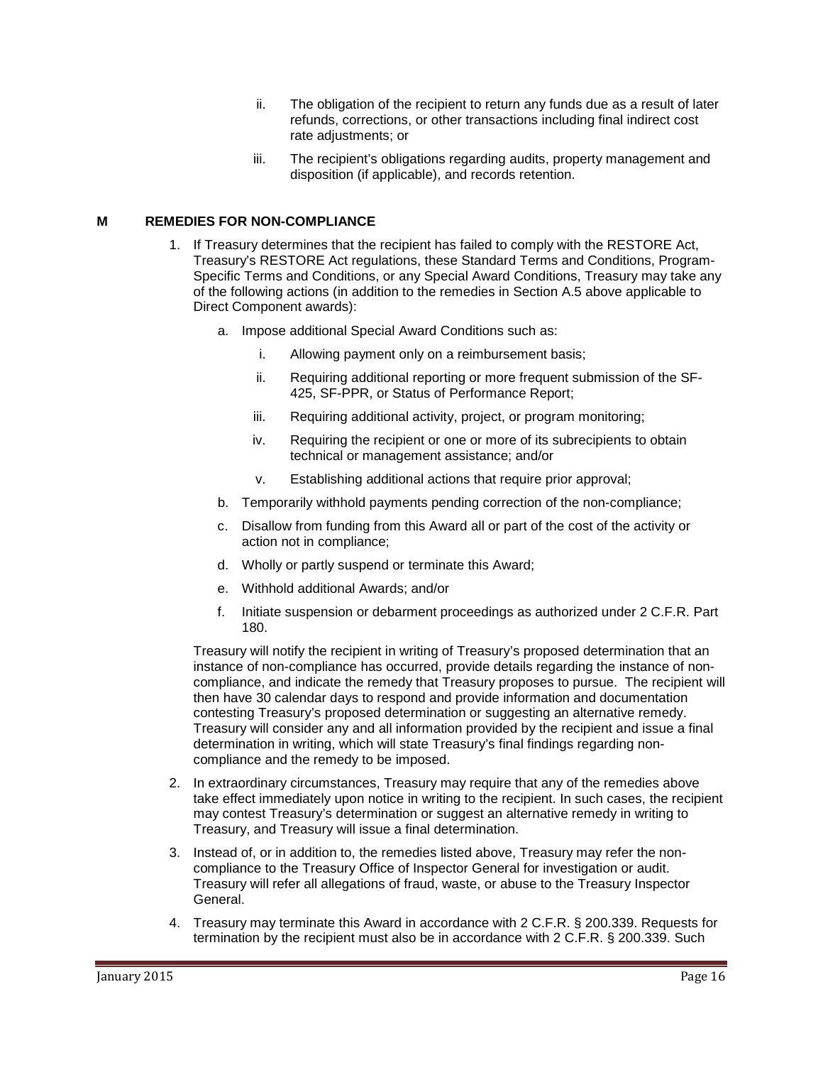ii. The obligation of the recipient to return any funds due as a result of later refunds, corrections, or other transactions including final indirect cost rate adjustments; or

iii. The recipient's obligations regarding audits, property management and disposition (if applicable), and records retention.

## M REMEDIES FOR NON-COMPLIANCE

1. If Treasury determines that the recipient has failed to comply with the RESTORE Act, Treasury's RESTORE Act regulations, these Standard Terms and Conditions, Program-Specific Terms and Conditions, or any Special Award Conditions, Treasury may take any of the following actions (in addition to the remedies in Section A.5 above applicable to Direct Component awards):

   a. Impose additional Special Award Conditions such as:

      i. Allowing payment only on a reimbursement basis;

      ii. Requiring additional reporting or more frequent submission of the SF-425, SF-PPR, or Status of Performance Report;

      iii. Requiring additional activity, project, or program monitoring;

      iv. Requiring the recipient or one or more of its subrecipients to obtain technical or management assistance; and/or

      v. Establishing additional actions that require prior approval;

   b. Temporarily withhold payments pending correction of the non-compliance;

   c. Disallow from funding from this Award all or part of the cost of the activity or action not in compliance;

   d. Wholly or partly suspend or terminate this Award;

   e. Withhold additional Awards; and/or

   f. Initiate suspension or debarment proceedings as authorized under 2 C.F.R. Part 180.

   Treasury will notify the recipient in writing of Treasury's proposed determination that an instance of non-compliance has occurred, provide details regarding the instance of non-compliance, and indicate the remedy that Treasury proposes to pursue. The recipient will then have 30 calendar days to respond and provide information and documentation contesting Treasury's proposed determination or suggesting an alternative remedy. Treasury will consider any and all information provided by the recipient and issue a final determination in writing, which will state Treasury's final findings regarding non-compliance and the remedy to be imposed.

2. In extraordinary circumstances, Treasury may require that any of the remedies above take effect immediately upon notice in writing to the recipient. In such cases, the recipient may contest Treasury's determination or suggest an alternative remedy in writing to Treasury, and Treasury will issue a final determination.

3. Instead of, or in addition to, the remedies listed above, Treasury may refer the non-compliance to the Treasury Office of Inspector General for investigation or audit. Treasury will refer all allegations of fraud, waste, or abuse to the Treasury Inspector General.

4. Treasury may terminate this Award in accordance with 2 C.F.R. § 200.339. Requests for termination by the recipient must also be in accordance with 2 C.F.R. § 200.339. Such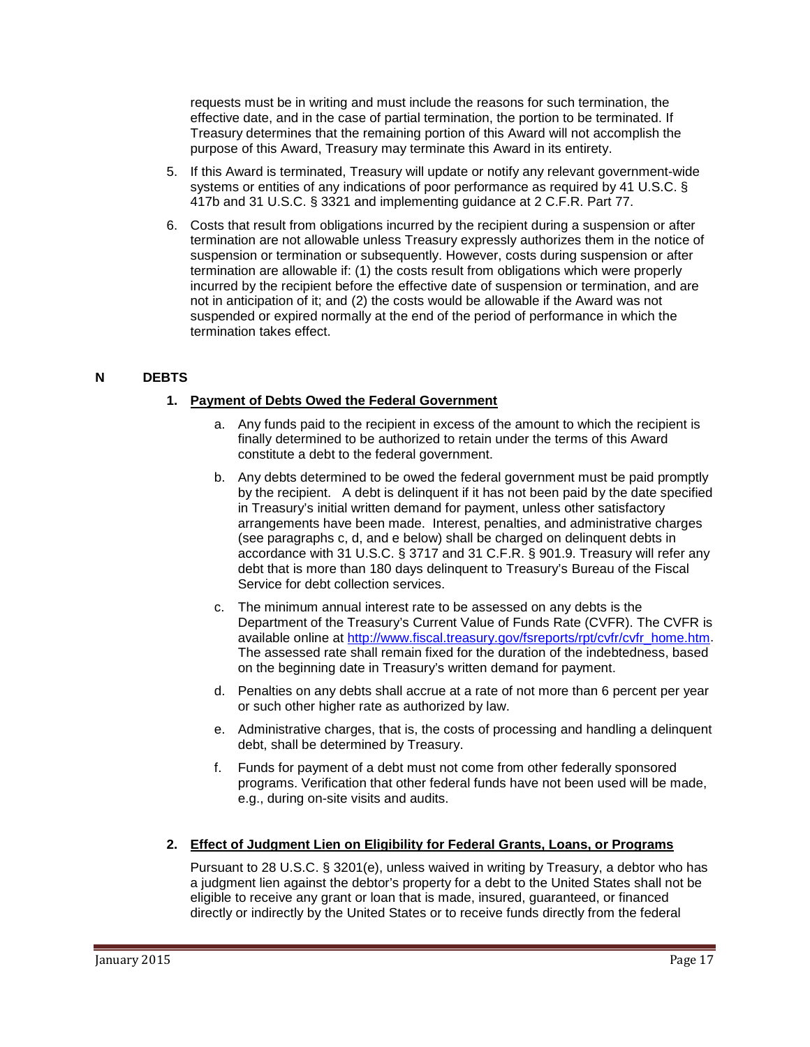requests must be in writing and must include the reasons for such termination, the effective date, and in the case of partial termination, the portion to be terminated. If Treasury determines that the remaining portion of this Award will not accomplish the purpose of this Award, Treasury may terminate this Award in its entirety.

5. If this Award is terminated, Treasury will update or notify any relevant government-wide systems or entities of any indications of poor performance as required by 41 U.S.C. § 417b and 31 U.S.C. § 3321 and implementing guidance at 2 C.F.R. Part 77.

6. Costs that result from obligations incurred by the recipient during a suspension or after termination are not allowable unless Treasury expressly authorizes them in the notice of suspension or termination or subsequently. However, costs during suspension or after termination are allowable if: (1) the costs result from obligations which were properly incurred by the recipient before the effective date of suspension or termination, and are not in anticipation of it; and (2) the costs would be allowable if the Award was not suspended or expired normally at the end of the period of performance in which the termination takes effect.

## N DEBTS

### 1. Payment of Debts Owed the Federal Government

a. Any funds paid to the recipient in excess of the amount to which the recipient is finally determined to be authorized to retain under the terms of this Award constitute a debt to the federal government.

b. Any debts determined to be owed the federal government must be paid promptly by the recipient. A debt is delinquent if it has not been paid by the date specified in Treasury's initial written demand for payment, unless other satisfactory arrangements have been made. Interest, penalties, and administrative charges (see paragraphs c, d, and e below) shall be charged on delinquent debts in accordance with 31 U.S.C. § 3717 and 31 C.F.R. § 901.9. Treasury will refer any debt that is more than 180 days delinquent to Treasury's Bureau of the Fiscal Service for debt collection services.

c. The minimum annual interest rate to be assessed on any debts is the Department of the Treasury's Current Value of Funds Rate (CVFR). The CVFR is available online at http://www.fiscal.treasury.gov/fsreports/rpt/cvfr/cvfr_home.htm. The assessed rate shall remain fixed for the duration of the indebtedness, based on the beginning date in Treasury's written demand for payment.

d. Penalties on any debts shall accrue at a rate of not more than 6 percent per year or such other higher rate as authorized by law.

e. Administrative charges, that is, the costs of processing and handling a delinquent debt, shall be determined by Treasury.

f. Funds for payment of a debt must not come from other federally sponsored programs. Verification that other federal funds have not been used will be made, e.g., during on-site visits and audits.

### 2. Effect of Judgment Lien on Eligibility for Federal Grants, Loans, or Programs

Pursuant to 28 U.S.C. § 3201(e), unless waived in writing by Treasury, a debtor who has a judgment lien against the debtor's property for a debt to the United States shall not be eligible to receive any grant or loan that is made, insured, guaranteed, or financed directly or indirectly by the United States or to receive funds directly from the federal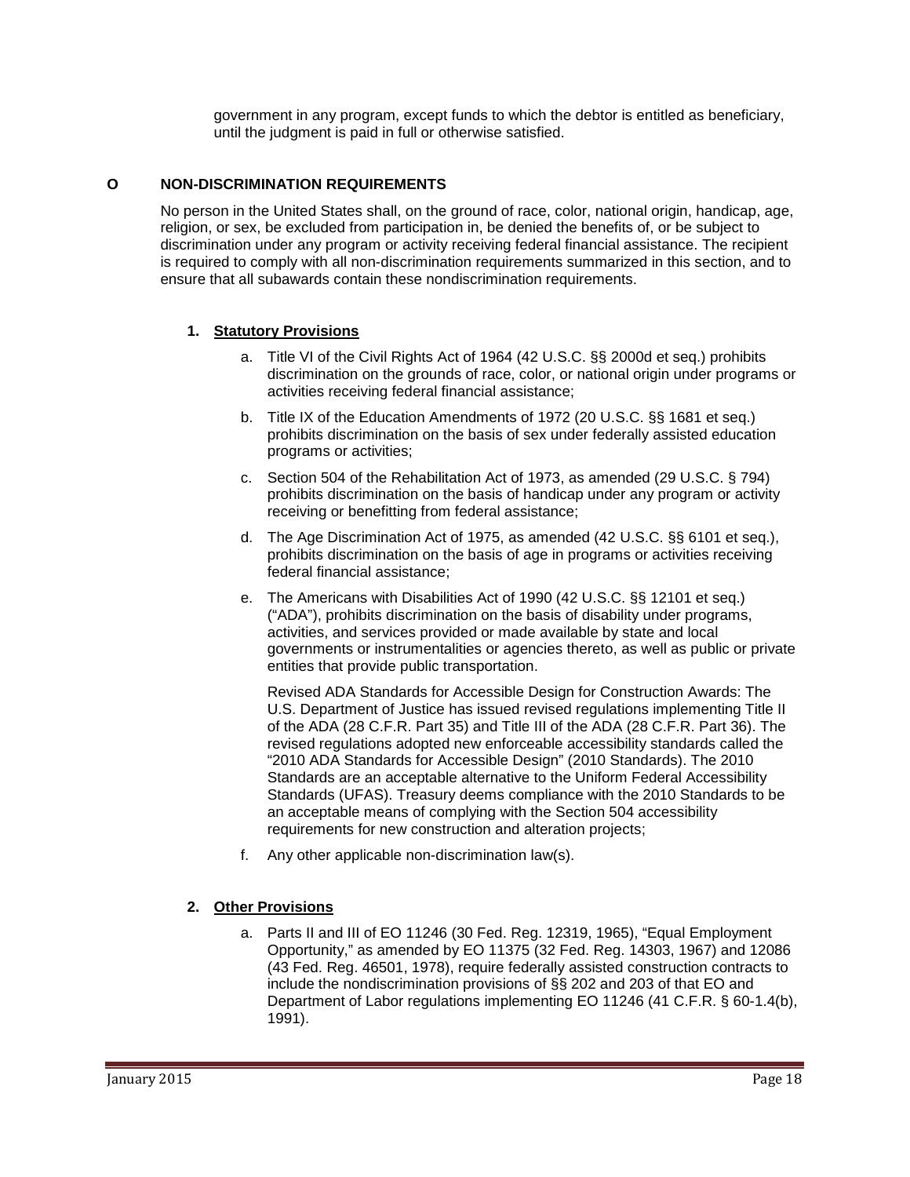government in any program, except funds to which the debtor is entitled as beneficiary, until the judgment is paid in full or otherwise satisfied.

## O NON-DISCRIMINATION REQUIREMENTS

No person in the United States shall, on the ground of race, color, national origin, handicap, age, religion, or sex, be excluded from participation in, be denied the benefits of, or be subject to discrimination under any program or activity receiving federal financial assistance. The recipient is required to comply with all non-discrimination requirements summarized in this section, and to ensure that all subawards contain these nondiscrimination requirements.

### 1. Statutory Provisions

a. Title VI of the Civil Rights Act of 1964 (42 U.S.C. §§ 2000d et seq.) prohibits discrimination on the grounds of race, color, or national origin under programs or activities receiving federal financial assistance;

b. Title IX of the Education Amendments of 1972 (20 U.S.C. §§ 1681 et seq.) prohibits discrimination on the basis of sex under federally assisted education programs or activities;

c. Section 504 of the Rehabilitation Act of 1973, as amended (29 U.S.C. § 794) prohibits discrimination on the basis of handicap under any program or activity receiving or benefitting from federal assistance;

d. The Age Discrimination Act of 1975, as amended (42 U.S.C. §§ 6101 et seq.), prohibits discrimination on the basis of age in programs or activities receiving federal financial assistance;

e. The Americans with Disabilities Act of 1990 (42 U.S.C. §§ 12101 et seq.) ("ADA"), prohibits discrimination on the basis of disability under programs, activities, and services provided or made available by state and local governments or instrumentalities or agencies thereto, as well as public or private entities that provide public transportation.

   Revised ADA Standards for Accessible Design for Construction Awards: The U.S. Department of Justice has issued revised regulations implementing Title II of the ADA (28 C.F.R. Part 35) and Title III of the ADA (28 C.F.R. Part 36). The revised regulations adopted new enforceable accessibility standards called the "2010 ADA Standards for Accessible Design" (2010 Standards). The 2010 Standards are an acceptable alternative to the Uniform Federal Accessibility Standards (UFAS). Treasury deems compliance with the 2010 Standards to be an acceptable means of complying with the Section 504 accessibility requirements for new construction and alteration projects;

f. Any other applicable non-discrimination law(s).

### 2. Other Provisions

a. Parts II and III of EO 11246 (30 Fed. Reg. 12319, 1965), "Equal Employment Opportunity," as amended by EO 11375 (32 Fed. Reg. 14303, 1967) and 12086 (43 Fed. Reg. 46501, 1978), require federally assisted construction contracts to include the nondiscrimination provisions of §§ 202 and 203 of that EO and Department of Labor regulations implementing EO 11246 (41 C.F.R. § 60-1.4(b), 1991).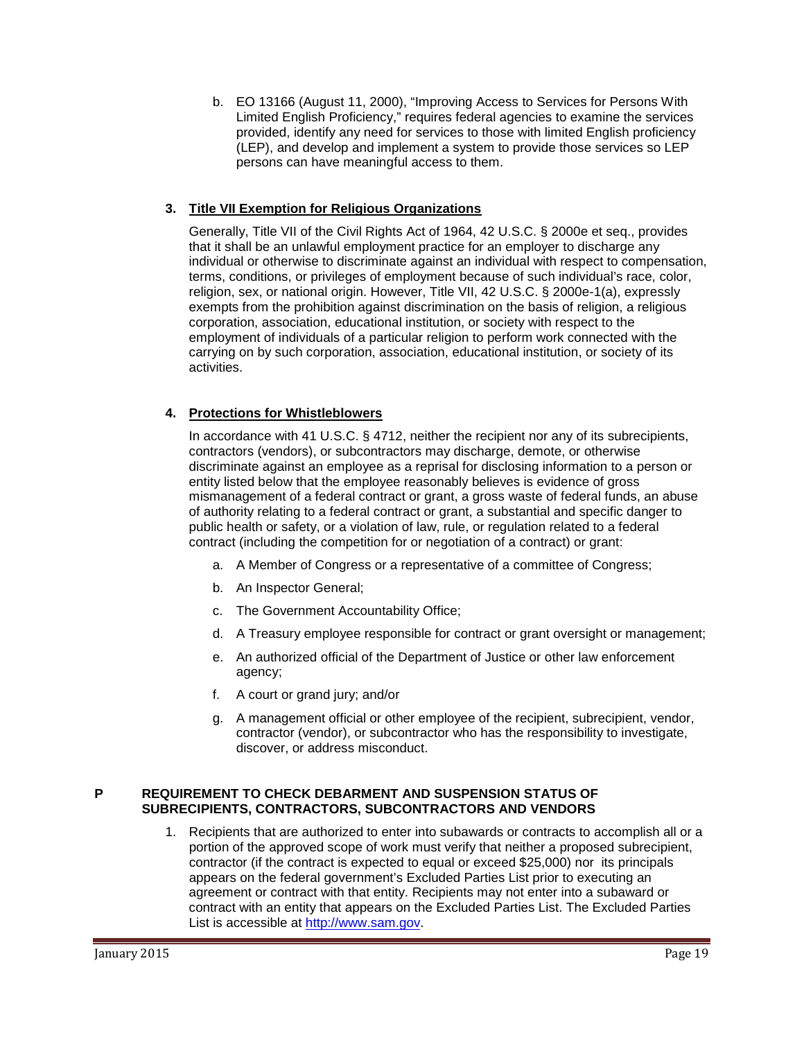b. EO 13166 (August 11, 2000), "Improving Access to Services for Persons With Limited English Proficiency," requires federal agencies to examine the services provided, identify any need for services to those with limited English proficiency (LEP), and develop and implement a system to provide those services so LEP persons can have meaningful access to them.

### 3. Title VII Exemption for Religious Organizations

Generally, Title VII of the Civil Rights Act of 1964, 42 U.S.C. § 2000e et seq., provides that it shall be an unlawful employment practice for an employer to discharge any individual or otherwise to discriminate against an individual with respect to compensation, terms, conditions, or privileges of employment because of such individual's race, color, religion, sex, or national origin. However, Title VII, 42 U.S.C. § 2000e-1(a), expressly exempts from the prohibition against discrimination on the basis of religion, a religious corporation, association, educational institution, or society with respect to the employment of individuals of a particular religion to perform work connected with the carrying on by such corporation, association, educational institution, or society of its activities.

### 4. Protections for Whistleblowers

In accordance with 41 U.S.C. § 4712, neither the recipient nor any of its subrecipients, contractors (vendors), or subcontractors may discharge, demote, or otherwise discriminate against an employee as a reprisal for disclosing information to a person or entity listed below that the employee reasonably believes is evidence of gross mismanagement of a federal contract or grant, a gross waste of federal funds, an abuse of authority relating to a federal contract or grant, a substantial and specific danger to public health or safety, or a violation of law, rule, or regulation related to a federal contract (including the competition for or negotiation of a contract) or grant:

a. A Member of Congress or a representative of a committee of Congress;

b. An Inspector General;

c. The Government Accountability Office;

d. A Treasury employee responsible for contract or grant oversight or management;

e. An authorized official of the Department of Justice or other law enforcement agency;

f. A court or grand jury; and/or

g. A management official or other employee of the recipient, subrecipient, vendor, contractor (vendor), or subcontractor who has the responsibility to investigate, discover, or address misconduct.

## P REQUIREMENT TO CHECK DEBARMENT AND SUSPENSION STATUS OF SUBRECIPIENTS, CONTRACTORS, SUBCONTRACTORS AND VENDORS

1. Recipients that are authorized to enter into subawards or contracts to accomplish all or a portion of the approved scope of work must verify that neither a proposed subrecipient, contractor (if the contract is expected to equal or exceed $25,000) nor its principals appears on the federal government's Excluded Parties List prior to executing an agreement or contract with that entity. Recipients may not enter into a subaward or contract with an entity that appears on the Excluded Parties List. The Excluded Parties List is accessible at [http://www.sam.gov](http://www.sam.gov).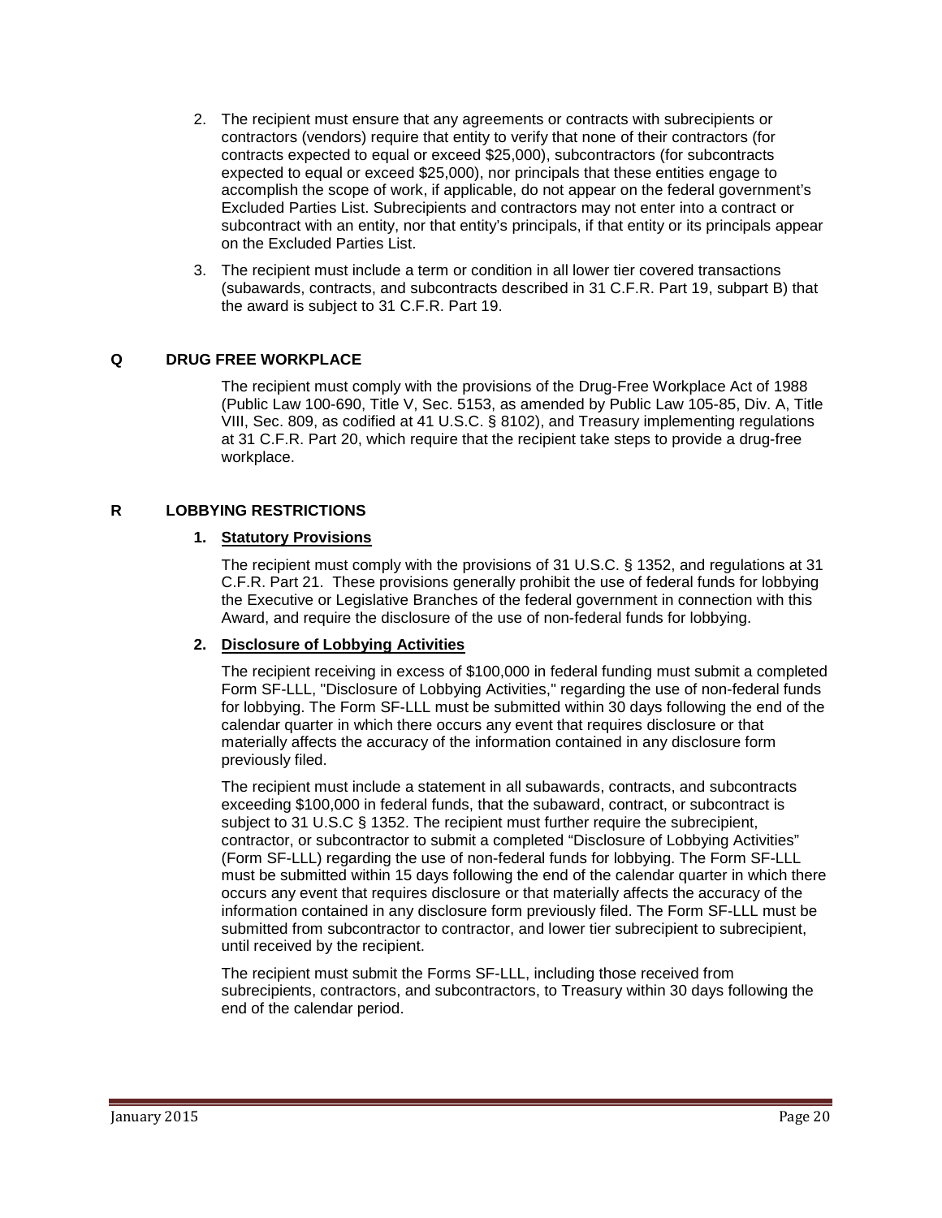2. The recipient must ensure that any agreements or contracts with subrecipients or contractors (vendors) require that entity to verify that none of their contractors (for contracts expected to equal or exceed $25,000), subcontractors (for subcontracts expected to equal or exceed $25,000), nor principals that these entities engage to accomplish the scope of work, if applicable, do not appear on the federal government's Excluded Parties List. Subrecipients and contractors may not enter into a contract or subcontract with an entity, nor that entity's principals, if that entity or its principals appear on the Excluded Parties List.

3. The recipient must include a term or condition in all lower tier covered transactions (subawards, contracts, and subcontracts described in 31 C.F.R. Part 19, subpart B) that the award is subject to 31 C.F.R. Part 19.

## Q DRUG FREE WORKPLACE

The recipient must comply with the provisions of the Drug-Free Workplace Act of 1988 (Public Law 100-690, Title V, Sec. 5153, as amended by Public Law 105-85, Div. A, Title VIII, Sec. 809, as codified at 41 U.S.C. § 8102), and Treasury implementing regulations at 31 C.F.R. Part 20, which require that the recipient take steps to provide a drug-free workplace.

## R LOBBYING RESTRICTIONS

### 1. Statutory Provisions

The recipient must comply with the provisions of 31 U.S.C. § 1352, and regulations at 31 C.F.R. Part 21. These provisions generally prohibit the use of federal funds for lobbying the Executive or Legislative Branches of the federal government in connection with this Award, and require the disclosure of the use of non-federal funds for lobbying.

### 2. Disclosure of Lobbying Activities

The recipient receiving in excess of $100,000 in federal funding must submit a completed Form SF-LLL, "Disclosure of Lobbying Activities," regarding the use of non-federal funds for lobbying. The Form SF-LLL must be submitted within 30 days following the end of the calendar quarter in which there occurs any event that requires disclosure or that materially affects the accuracy of the information contained in any disclosure form previously filed.

The recipient must include a statement in all subawards, contracts, and subcontracts exceeding $100,000 in federal funds, that the subaward, contract, or subcontract is subject to 31 U.S.C § 1352. The recipient must further require the subrecipient, contractor, or subcontractor to submit a completed "Disclosure of Lobbying Activities" (Form SF-LLL) regarding the use of non-federal funds for lobbying. The Form SF-LLL must be submitted within 15 days following the end of the calendar quarter in which there occurs any event that requires disclosure or that materially affects the accuracy of the information contained in any disclosure form previously filed. The Form SF-LLL must be submitted from subcontractor to contractor, and lower tier subrecipient to subrecipient, until received by the recipient.

The recipient must submit the Forms SF-LLL, including those received from subrecipients, contractors, and subcontractors, to Treasury within 30 days following the end of the calendar period.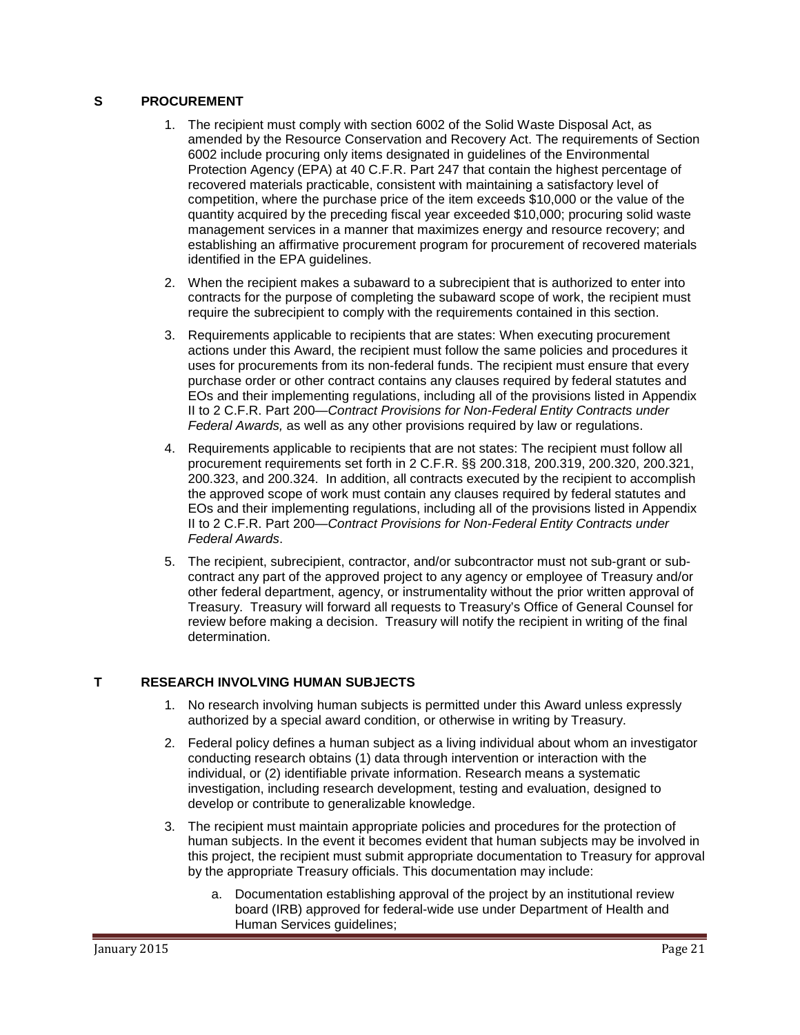## S PROCUREMENT

1. The recipient must comply with section 6002 of the Solid Waste Disposal Act, as amended by the Resource Conservation and Recovery Act. The requirements of Section 6002 include procuring only items designated in guidelines of the Environmental Protection Agency (EPA) at 40 C.F.R. Part 247 that contain the highest percentage of recovered materials practicable, consistent with maintaining a satisfactory level of competition, where the purchase price of the item exceeds $10,000 or the value of the quantity acquired by the preceding fiscal year exceeded $10,000; procuring solid waste management services in a manner that maximizes energy and resource recovery; and establishing an affirmative procurement program for procurement of recovered materials identified in the EPA guidelines.
2. When the recipient makes a subaward to a subrecipient that is authorized to enter into contracts for the purpose of completing the subaward scope of work, the recipient must require the subrecipient to comply with the requirements contained in this section.
3. Requirements applicable to recipients that are states: When executing procurement actions under this Award, the recipient must follow the same policies and procedures it uses for procurements from its non-federal funds. The recipient must ensure that every purchase order or other contract contains any clauses required by federal statutes and EOs and their implementing regulations, including all of the provisions listed in Appendix II to 2 C.F.R. Part 200—*Contract Provisions for Non-Federal Entity Contracts under Federal Awards,* as well as any other provisions required by law or regulations.
4. Requirements applicable to recipients that are not states: The recipient must follow all procurement requirements set forth in 2 C.F.R. §§ 200.318, 200.319, 200.320, 200.321, 200.323, and 200.324. In addition, all contracts executed by the recipient to accomplish the approved scope of work must contain any clauses required by federal statutes and EOs and their implementing regulations, including all of the provisions listed in Appendix II to 2 C.F.R. Part 200—*Contract Provisions for Non-Federal Entity Contracts under Federal Awards*.
5. The recipient, subrecipient, contractor, and/or subcontractor must not sub-grant or sub-contract any part of the approved project to any agency or employee of Treasury and/or other federal department, agency, or instrumentality without the prior written approval of Treasury. Treasury will forward all requests to Treasury's Office of General Counsel for review before making a decision. Treasury will notify the recipient in writing of the final determination.

## T RESEARCH INVOLVING HUMAN SUBJECTS

1. No research involving human subjects is permitted under this Award unless expressly authorized by a special award condition, or otherwise in writing by Treasury.
2. Federal policy defines a human subject as a living individual about whom an investigator conducting research obtains (1) data through intervention or interaction with the individual, or (2) identifiable private information. Research means a systematic investigation, including research development, testing and evaluation, designed to develop or contribute to generalizable knowledge.
3. The recipient must maintain appropriate policies and procedures for the protection of human subjects. In the event it becomes evident that human subjects may be involved in this project, the recipient must submit appropriate documentation to Treasury for approval by the appropriate Treasury officials. This documentation may include:
    a. Documentation establishing approval of the project by an institutional review board (IRB) approved for federal-wide use under Department of Health and Human Services guidelines;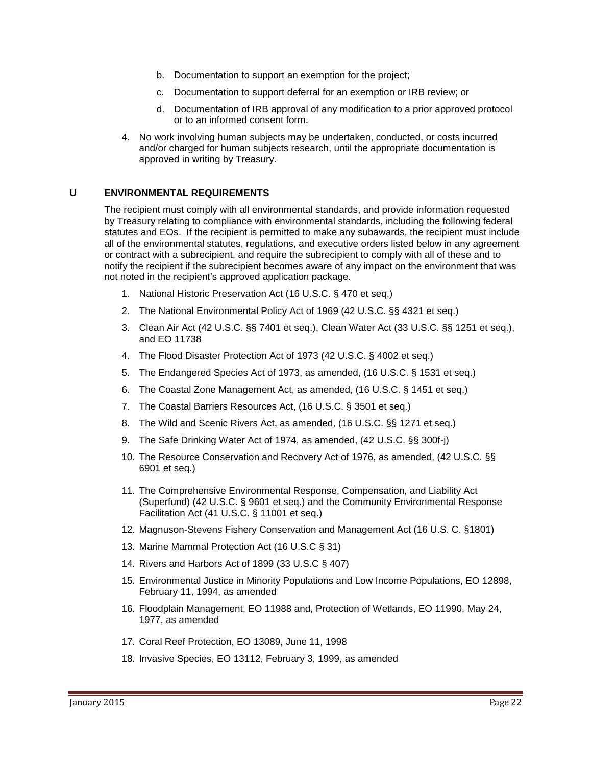b. Documentation to support an exemption for the project;

c. Documentation to support deferral for an exemption or IRB review; or

d. Documentation of IRB approval of any modification to a prior approved protocol or to an informed consent form.

4. No work involving human subjects may be undertaken, conducted, or costs incurred and/or charged for human subjects research, until the appropriate documentation is approved in writing by Treasury.

## U ENVIRONMENTAL REQUIREMENTS

The recipient must comply with all environmental standards, and provide information requested by Treasury relating to compliance with environmental standards, including the following federal statutes and EOs. If the recipient is permitted to make any subawards, the recipient must include all of the environmental statutes, regulations, and executive orders listed below in any agreement or contract with a subrecipient, and require the subrecipient to comply with all of these and to notify the recipient if the subrecipient becomes aware of any impact on the environment that was not noted in the recipient's approved application package.

1. National Historic Preservation Act (16 U.S.C. § 470 et seq.)
2. The National Environmental Policy Act of 1969 (42 U.S.C. §§ 4321 et seq.)
3. Clean Air Act (42 U.S.C. §§ 7401 et seq.), Clean Water Act (33 U.S.C. §§ 1251 et seq.), and EO 11738
4. The Flood Disaster Protection Act of 1973 (42 U.S.C. § 4002 et seq.)
5. The Endangered Species Act of 1973, as amended, (16 U.S.C. § 1531 et seq.)
6. The Coastal Zone Management Act, as amended, (16 U.S.C. § 1451 et seq.)
7. The Coastal Barriers Resources Act, (16 U.S.C. § 3501 et seq.)
8. The Wild and Scenic Rivers Act, as amended, (16 U.S.C. §§ 1271 et seq.)
9. The Safe Drinking Water Act of 1974, as amended, (42 U.S.C. §§ 300f-j)
10. The Resource Conservation and Recovery Act of 1976, as amended, (42 U.S.C. §§ 6901 et seq.)
11. The Comprehensive Environmental Response, Compensation, and Liability Act (Superfund) (42 U.S.C. § 9601 et seq.) and the Community Environmental Response Facilitation Act (41 U.S.C. § 11001 et seq.)
12. Magnuson-Stevens Fishery Conservation and Management Act (16 U.S. C. §1801)
13. Marine Mammal Protection Act (16 U.S.C § 31)
14. Rivers and Harbors Act of 1899 (33 U.S.C § 407)
15. Environmental Justice in Minority Populations and Low Income Populations, EO 12898, February 11, 1994, as amended
16. Floodplain Management, EO 11988 and, Protection of Wetlands, EO 11990, May 24, 1977, as amended
17. Coral Reef Protection, EO 13089, June 11, 1998
18. Invasive Species, EO 13112, February 3, 1999, as amended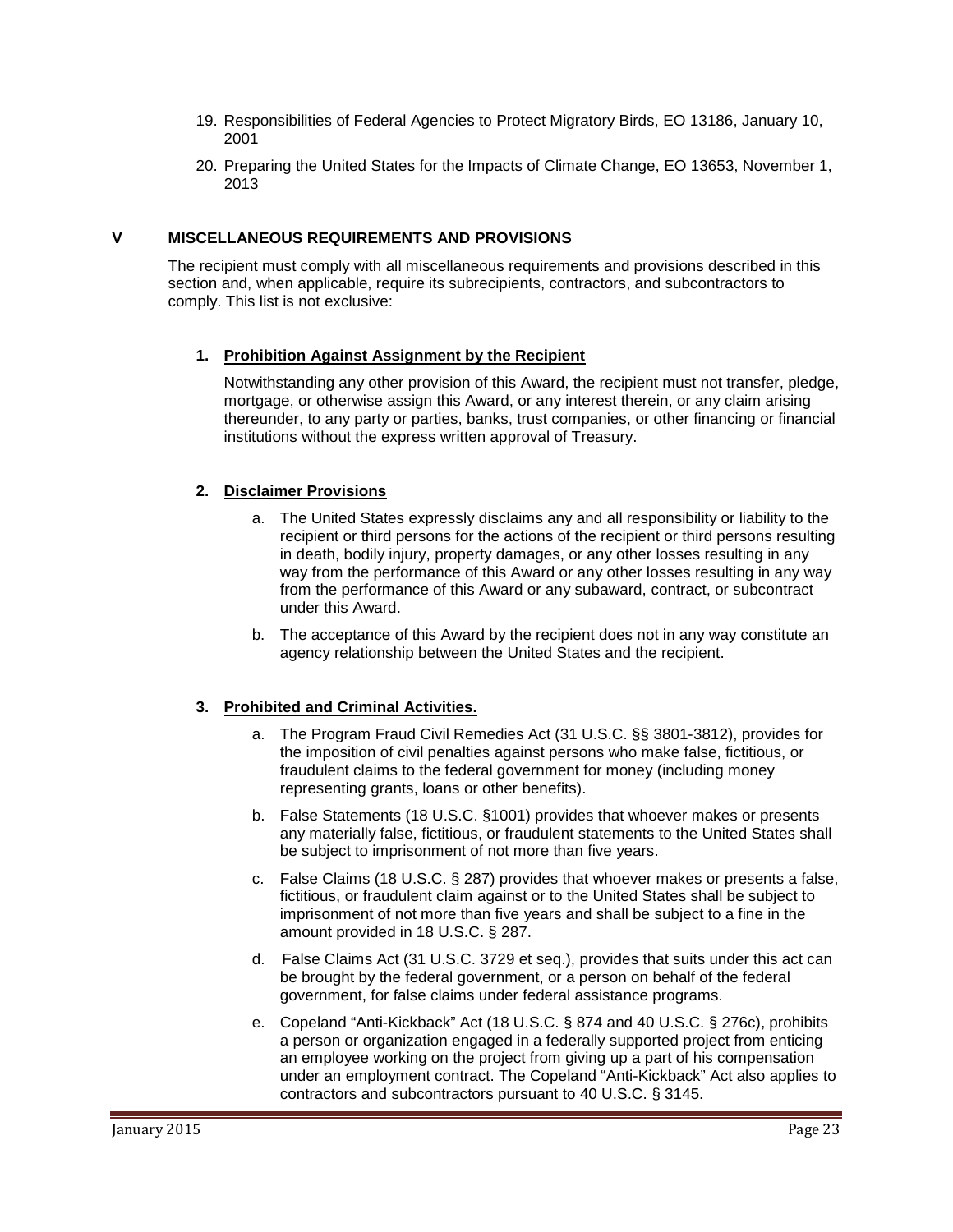19. Responsibilities of Federal Agencies to Protect Migratory Birds, EO 13186, January 10, 2001

20. Preparing the United States for the Impacts of Climate Change, EO 13653, November 1, 2013

## V MISCELLANEOUS REQUIREMENTS AND PROVISIONS

The recipient must comply with all miscellaneous requirements and provisions described in this section and, when applicable, require its subrecipients, contractors, and subcontractors to comply. This list is not exclusive:

### 1. Prohibition Against Assignment by the Recipient

Notwithstanding any other provision of this Award, the recipient must not transfer, pledge, mortgage, or otherwise assign this Award, or any interest therein, or any claim arising thereunder, to any party or parties, banks, trust companies, or other financing or financial institutions without the express written approval of Treasury.

### 2. Disclaimer Provisions

a. The United States expressly disclaims any and all responsibility or liability to the recipient or third persons for the actions of the recipient or third persons resulting in death, bodily injury, property damages, or any other losses resulting in any way from the performance of this Award or any other losses resulting in any way from the performance of this Award or any subaward, contract, or subcontract under this Award.

b. The acceptance of this Award by the recipient does not in any way constitute an agency relationship between the United States and the recipient.

### 3. Prohibited and Criminal Activities.

a. The Program Fraud Civil Remedies Act (31 U.S.C. §§ 3801-3812), provides for the imposition of civil penalties against persons who make false, fictitious, or fraudulent claims to the federal government for money (including money representing grants, loans or other benefits).

b. False Statements (18 U.S.C. §1001) provides that whoever makes or presents any materially false, fictitious, or fraudulent statements to the United States shall be subject to imprisonment of not more than five years.

c. False Claims (18 U.S.C. § 287) provides that whoever makes or presents a false, fictitious, or fraudulent claim against or to the United States shall be subject to imprisonment of not more than five years and shall be subject to a fine in the amount provided in 18 U.S.C. § 287.

d. False Claims Act (31 U.S.C. 3729 et seq.), provides that suits under this act can be brought by the federal government, or a person on behalf of the federal government, for false claims under federal assistance programs.

e. Copeland "Anti-Kickback" Act (18 U.S.C. § 874 and 40 U.S.C. § 276c), prohibits a person or organization engaged in a federally supported project from enticing an employee working on the project from giving up a part of his compensation under an employment contract. The Copeland "Anti-Kickback" Act also applies to contractors and subcontractors pursuant to 40 U.S.C. § 3145.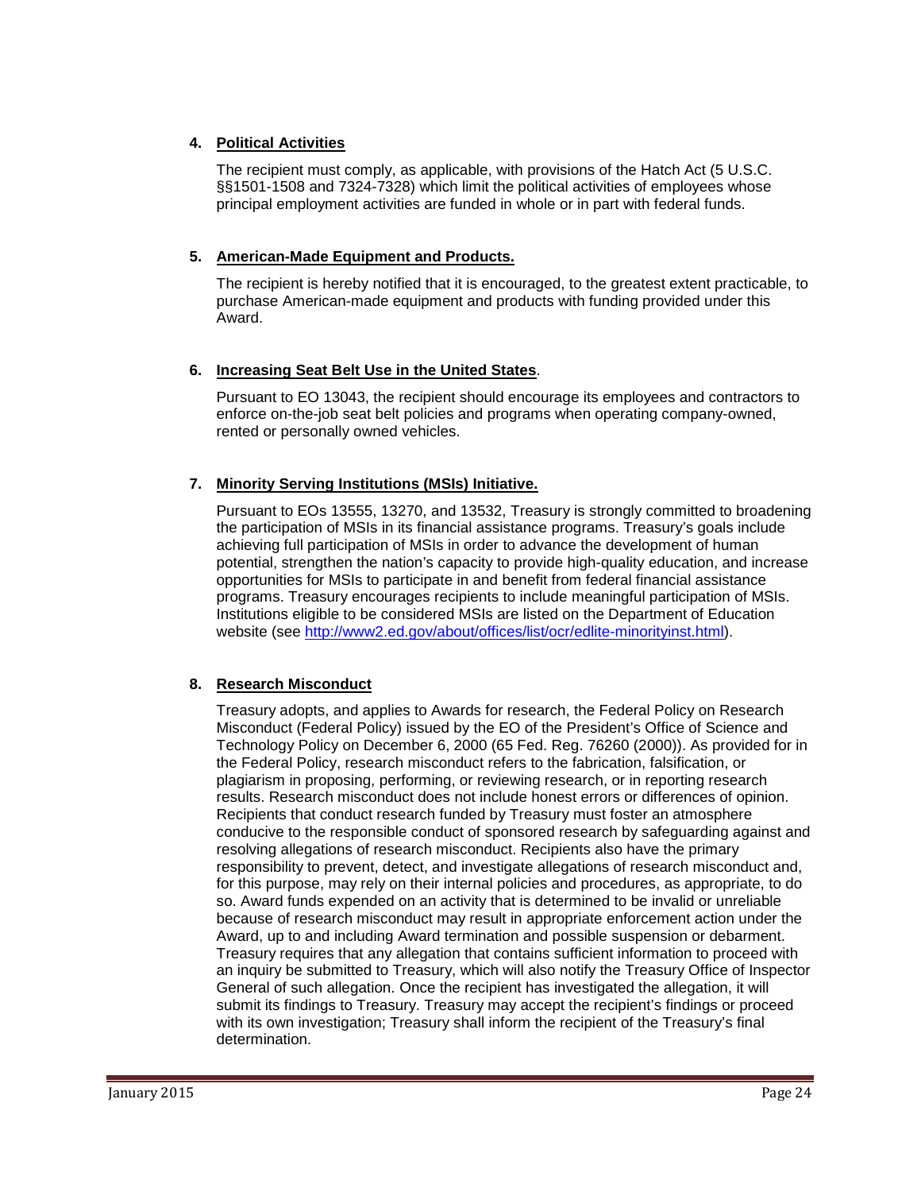4. **Political Activities**

   The recipient must comply, as applicable, with provisions of the Hatch Act (5 U.S.C. §§1501-1508 and 7324-7328) which limit the political activities of employees whose principal employment activities are funded in whole or in part with federal funds.

5. **American-Made Equipment and Products.**

   The recipient is hereby notified that it is encouraged, to the greatest extent practicable, to purchase American-made equipment and products with funding provided under this Award.

6. **Increasing Seat Belt Use in the United States**.

   Pursuant to EO 13043, the recipient should encourage its employees and contractors to enforce on-the-job seat belt policies and programs when operating company-owned, rented or personally owned vehicles.

7. **Minority Serving Institutions (MSIs) Initiative.**

   Pursuant to EOs 13555, 13270, and 13532, Treasury is strongly committed to broadening the participation of MSIs in its financial assistance programs. Treasury's goals include achieving full participation of MSIs in order to advance the development of human potential, strengthen the nation's capacity to provide high-quality education, and increase opportunities for MSIs to participate in and benefit from federal financial assistance programs. Treasury encourages recipients to include meaningful participation of MSIs. Institutions eligible to be considered MSIs are listed on the Department of Education website (see http://www2.ed.gov/about/offices/list/ocr/edlite-minorityinst.html).

8. **Research Misconduct**

   Treasury adopts, and applies to Awards for research, the Federal Policy on Research Misconduct (Federal Policy) issued by the EO of the President's Office of Science and Technology Policy on December 6, 2000 (65 Fed. Reg. 76260 (2000)). As provided for in the Federal Policy, research misconduct refers to the fabrication, falsification, or plagiarism in proposing, performing, or reviewing research, or in reporting research results. Research misconduct does not include honest errors or differences of opinion. Recipients that conduct research funded by Treasury must foster an atmosphere conducive to the responsible conduct of sponsored research by safeguarding against and resolving allegations of research misconduct. Recipients also have the primary responsibility to prevent, detect, and investigate allegations of research misconduct and, for this purpose, may rely on their internal policies and procedures, as appropriate, to do so. Award funds expended on an activity that is determined to be invalid or unreliable because of research misconduct may result in appropriate enforcement action under the Award, up to and including Award termination and possible suspension or debarment. Treasury requires that any allegation that contains sufficient information to proceed with an inquiry be submitted to Treasury, which will also notify the Treasury Office of Inspector General of such allegation. Once the recipient has investigated the allegation, it will submit its findings to Treasury. Treasury may accept the recipient's findings or proceed with its own investigation; Treasury shall inform the recipient of the Treasury's final determination.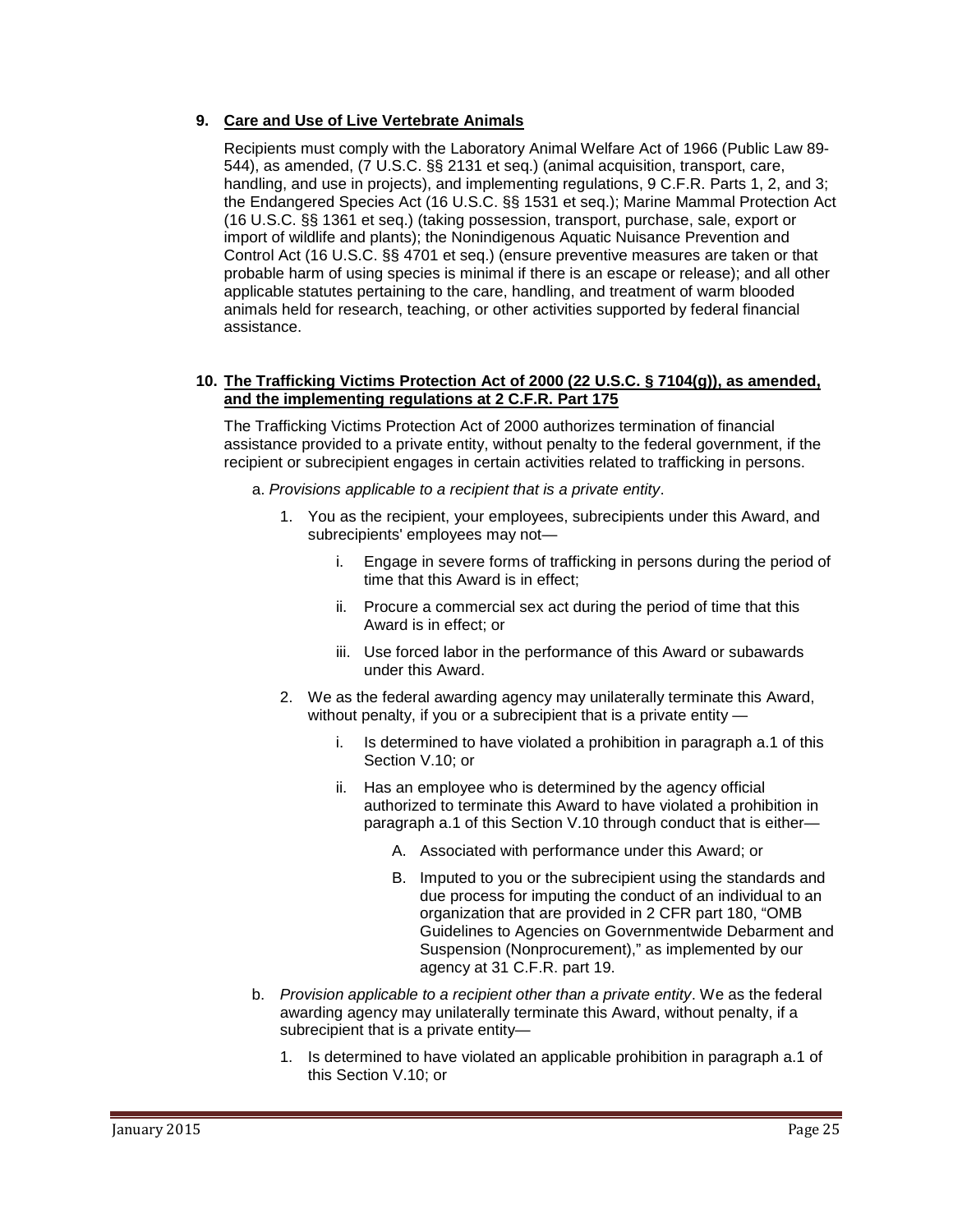**9. Care and Use of Live Vertebrate Animals**

Recipients must comply with the Laboratory Animal Welfare Act of 1966 (Public Law 89-544), as amended, (7 U.S.C. §§ 2131 et seq.) (animal acquisition, transport, care, handling, and use in projects), and implementing regulations, 9 C.F.R. Parts 1, 2, and 3; the Endangered Species Act (16 U.S.C. §§ 1531 et seq.); Marine Mammal Protection Act (16 U.S.C. §§ 1361 et seq.) (taking possession, transport, purchase, sale, export or import of wildlife and plants); the Nonindigenous Aquatic Nuisance Prevention and Control Act (16 U.S.C. §§ 4701 et seq.) (ensure preventive measures are taken or that probable harm of using species is minimal if there is an escape or release); and all other applicable statutes pertaining to the care, handling, and treatment of warm blooded animals held for research, teaching, or other activities supported by federal financial assistance.

**10. The Trafficking Victims Protection Act of 2000 (22 U.S.C. § 7104(g)), as amended, and the implementing regulations at 2 C.F.R. Part 175**

The Trafficking Victims Protection Act of 2000 authorizes termination of financial assistance provided to a private entity, without penalty to the federal government, if the recipient or subrecipient engages in certain activities related to trafficking in persons.

a. *Provisions applicable to a recipient that is a private entity*.

1. You as the recipient, your employees, subrecipients under this Award, and subrecipients' employees may not—
   - i. Engage in severe forms of trafficking in persons during the period of time that this Award is in effect;
   - ii. Procure a commercial sex act during the period of time that this Award is in effect; or
   - iii. Use forced labor in the performance of this Award or subawards under this Award.
2. We as the federal awarding agency may unilaterally terminate this Award, without penalty, if you or a subrecipient that is a private entity —
   - i. Is determined to have violated a prohibition in paragraph a.1 of this Section V.10; or
   - ii. Has an employee who is determined by the agency official authorized to terminate this Award to have violated a prohibition in paragraph a.1 of this Section V.10 through conduct that is either—
     - A. Associated with performance under this Award; or
     - B. Imputed to you or the subrecipient using the standards and due process for imputing the conduct of an individual to an organization that are provided in 2 CFR part 180, "OMB Guidelines to Agencies on Governmentwide Debarment and Suspension (Nonprocurement)," as implemented by our agency at 31 C.F.R. part 19.

b. *Provision applicable to a recipient other than a private entity*. We as the federal awarding agency may unilaterally terminate this Award, without penalty, if a subrecipient that is a private entity—

1. Is determined to have violated an applicable prohibition in paragraph a.1 of this Section V.10; or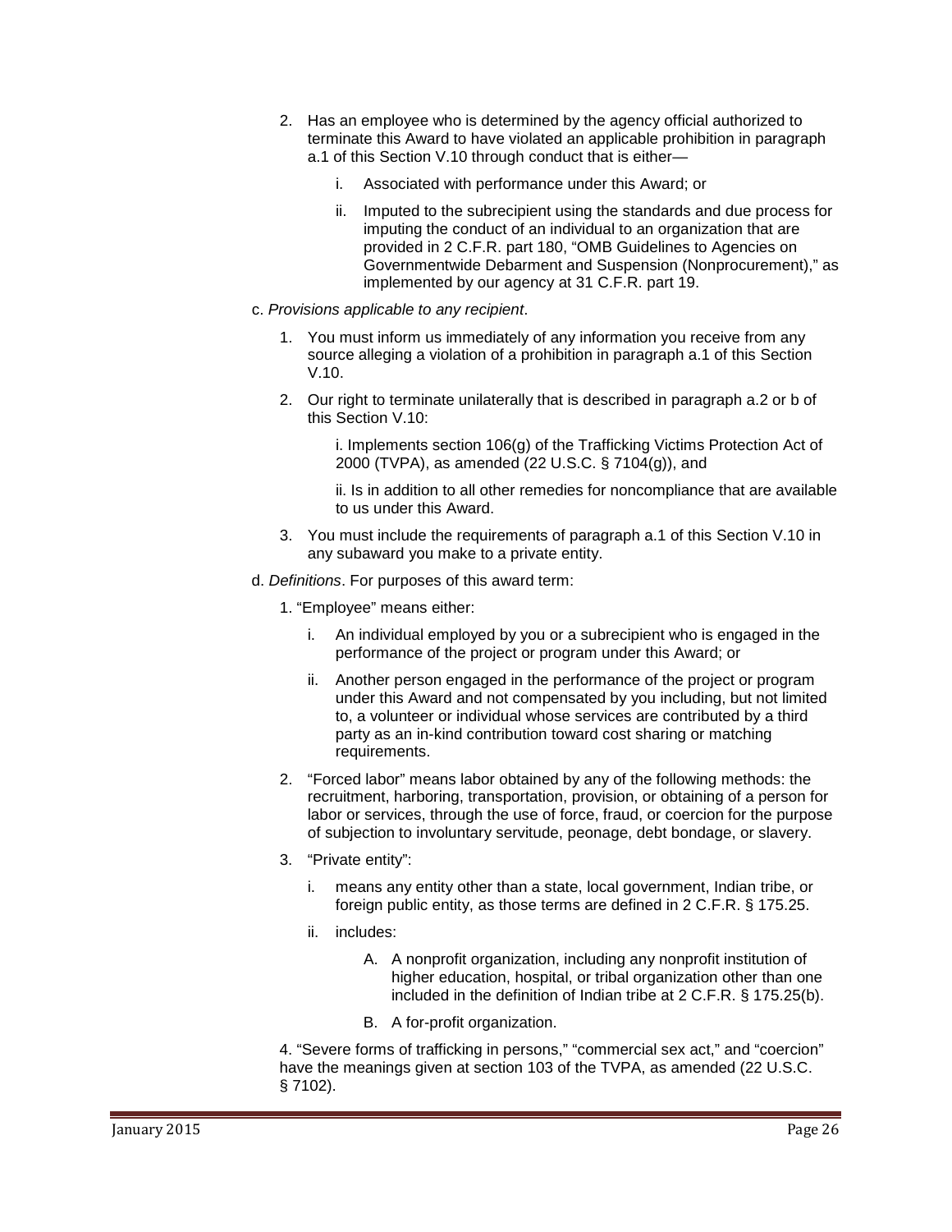2. Has an employee who is determined by the agency official authorized to terminate this Award to have violated an applicable prohibition in paragraph a.1 of this Section V.10 through conduct that is either—

    i. Associated with performance under this Award; or

    ii. Imputed to the subrecipient using the standards and due process for imputing the conduct of an individual to an organization that are provided in 2 C.F.R. part 180, "OMB Guidelines to Agencies on Governmentwide Debarment and Suspension (Nonprocurement)," as implemented by our agency at 31 C.F.R. part 19.

c. *Provisions applicable to any recipient*.

1. You must inform us immediately of any information you receive from any source alleging a violation of a prohibition in paragraph a.1 of this Section V.10.

2. Our right to terminate unilaterally that is described in paragraph a.2 or b of this Section V.10:

    i. Implements section 106(g) of the Trafficking Victims Protection Act of 2000 (TVPA), as amended (22 U.S.C. § 7104(g)), and

    ii. Is in addition to all other remedies for noncompliance that are available to us under this Award.

3. You must include the requirements of paragraph a.1 of this Section V.10 in any subaward you make to a private entity.

d. *Definitions*. For purposes of this award term:

1. "Employee" means either:

    i. An individual employed by you or a subrecipient who is engaged in the performance of the project or program under this Award; or

    ii. Another person engaged in the performance of the project or program under this Award and not compensated by you including, but not limited to, a volunteer or individual whose services are contributed by a third party as an in-kind contribution toward cost sharing or matching requirements.

2. "Forced labor" means labor obtained by any of the following methods: the recruitment, harboring, transportation, provision, or obtaining of a person for labor or services, through the use of force, fraud, or coercion for the purpose of subjection to involuntary servitude, peonage, debt bondage, or slavery.

3. "Private entity":

    i. means any entity other than a state, local government, Indian tribe, or foreign public entity, as those terms are defined in 2 C.F.R. § 175.25.

    ii. includes:

        A. A nonprofit organization, including any nonprofit institution of higher education, hospital, or tribal organization other than one included in the definition of Indian tribe at 2 C.F.R. § 175.25(b).

        B. A for-profit organization.

4. "Severe forms of trafficking in persons," "commercial sex act," and "coercion" have the meanings given at section 103 of the TVPA, as amended (22 U.S.C. § 7102).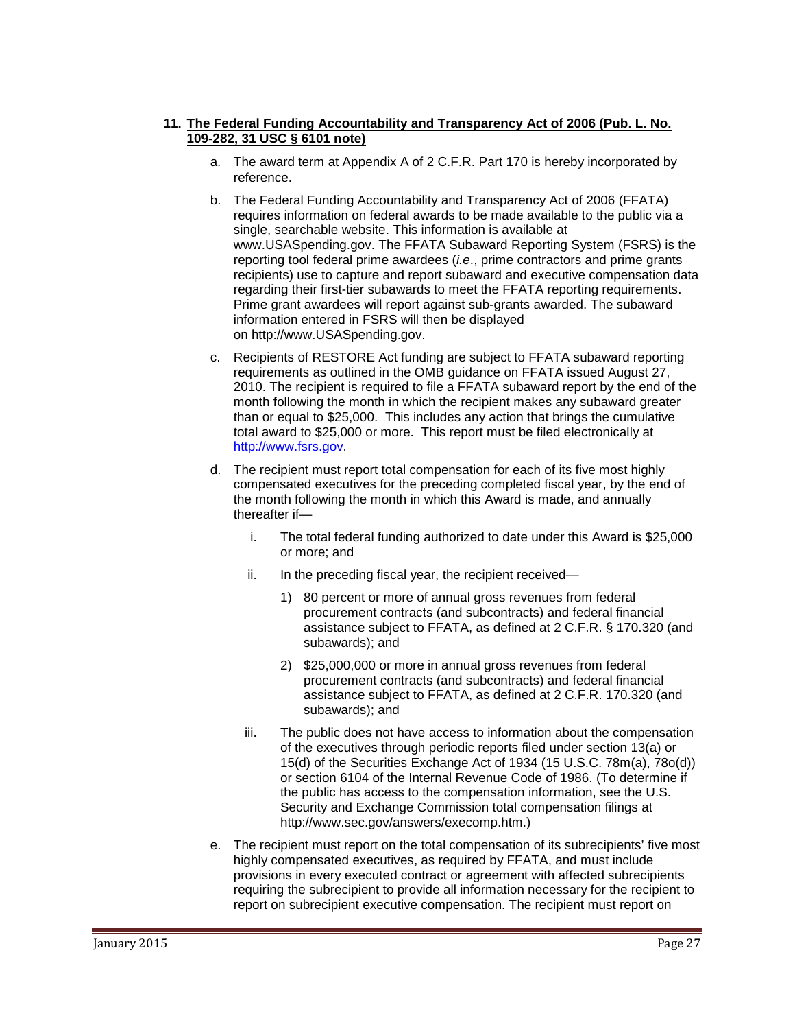11. **The Federal Funding Accountability and Transparency Act of 2006 (Pub. L. No. 109-282, 31 USC § 6101 note)**

   a. The award term at Appendix A of 2 C.F.R. Part 170 is hereby incorporated by reference.

   b. The Federal Funding Accountability and Transparency Act of 2006 (FFATA) requires information on federal awards to be made available to the public via a single, searchable website. This information is available at www.USASpending.gov. The FFATA Subaward Reporting System (FSRS) is the reporting tool federal prime awardees (*i.e*., prime contractors and prime grants recipients) use to capture and report subaward and executive compensation data regarding their first-tier subawards to meet the FFATA reporting requirements. Prime grant awardees will report against sub-grants awarded. The subaward information entered in FSRS will then be displayed on http://www.USASpending.gov.

   c. Recipients of RESTORE Act funding are subject to FFATA subaward reporting requirements as outlined in the OMB guidance on FFATA issued August 27, 2010. The recipient is required to file a FFATA subaward report by the end of the month following the month in which the recipient makes any subaward greater than or equal to $25,000. This includes any action that brings the cumulative total award to $25,000 or more. This report must be filed electronically at [http://www.fsrs.gov](http://www.fsrs.gov).

   d. The recipient must report total compensation for each of its five most highly compensated executives for the preceding completed fiscal year, by the end of the month following the month in which this Award is made, and annually thereafter if—

      i. The total federal funding authorized to date under this Award is $25,000 or more; and

      ii. In the preceding fiscal year, the recipient received—

         1) 80 percent or more of annual gross revenues from federal procurement contracts (and subcontracts) and federal financial assistance subject to FFATA, as defined at 2 C.F.R. § 170.320 (and subawards); and

         2) $25,000,000 or more in annual gross revenues from federal procurement contracts (and subcontracts) and federal financial assistance subject to FFATA, as defined at 2 C.F.R. 170.320 (and subawards); and

      iii. The public does not have access to information about the compensation of the executives through periodic reports filed under section 13(a) or 15(d) of the Securities Exchange Act of 1934 (15 U.S.C. 78m(a), 78o(d)) or section 6104 of the Internal Revenue Code of 1986. (To determine if the public has access to the compensation information, see the U.S. Security and Exchange Commission total compensation filings at http://www.sec.gov/answers/execomp.htm.)

   e. The recipient must report on the total compensation of its subrecipients' five most highly compensated executives, as required by FFATA, and must include provisions in every executed contract or agreement with affected subrecipients requiring the subrecipient to provide all information necessary for the recipient to report on subrecipient executive compensation. The recipient must report on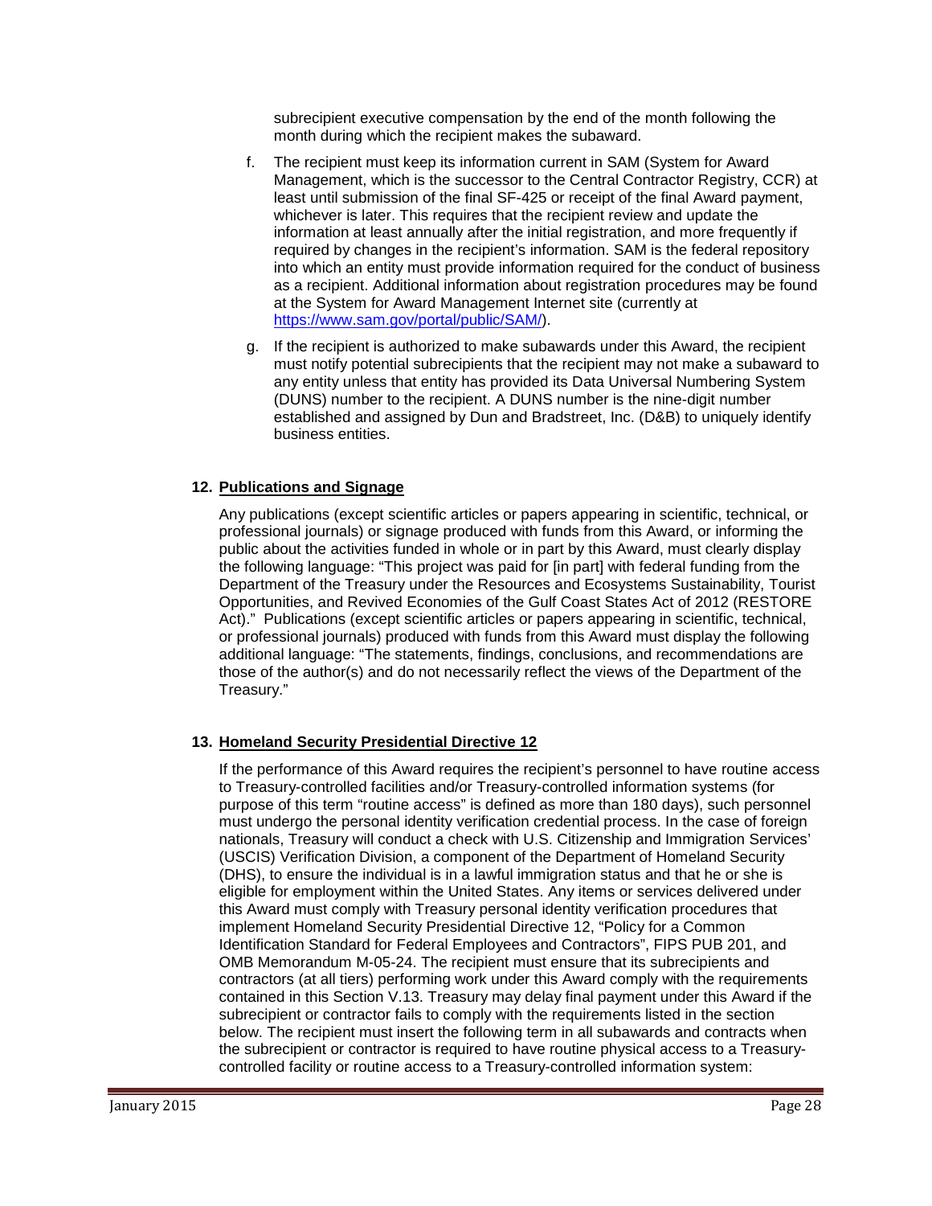subrecipient executive compensation by the end of the month following the month during which the recipient makes the subaward.

f. The recipient must keep its information current in SAM (System for Award Management, which is the successor to the Central Contractor Registry, CCR) at least until submission of the final SF-425 or receipt of the final Award payment, whichever is later. This requires that the recipient review and update the information at least annually after the initial registration, and more frequently if required by changes in the recipient's information. SAM is the federal repository into which an entity must provide information required for the conduct of business as a recipient. Additional information about registration procedures may be found at the System for Award Management Internet site (currently at https://www.sam.gov/portal/public/SAM/).

g. If the recipient is authorized to make subawards under this Award, the recipient must notify potential subrecipients that the recipient may not make a subaward to any entity unless that entity has provided its Data Universal Numbering System (DUNS) number to the recipient. A DUNS number is the nine-digit number established and assigned by Dun and Bradstreet, Inc. (D&B) to uniquely identify business entities.

**12. Publications and Signage**

Any publications (except scientific articles or papers appearing in scientific, technical, or professional journals) or signage produced with funds from this Award, or informing the public about the activities funded in whole or in part by this Award, must clearly display the following language: "This project was paid for [in part] with federal funding from the Department of the Treasury under the Resources and Ecosystems Sustainability, Tourist Opportunities, and Revived Economies of the Gulf Coast States Act of 2012 (RESTORE Act)." Publications (except scientific articles or papers appearing in scientific, technical, or professional journals) produced with funds from this Award must display the following additional language: "The statements, findings, conclusions, and recommendations are those of the author(s) and do not necessarily reflect the views of the Department of the Treasury."

**13. Homeland Security Presidential Directive 12**

If the performance of this Award requires the recipient's personnel to have routine access to Treasury-controlled facilities and/or Treasury-controlled information systems (for purpose of this term "routine access" is defined as more than 180 days), such personnel must undergo the personal identity verification credential process. In the case of foreign nationals, Treasury will conduct a check with U.S. Citizenship and Immigration Services' (USCIS) Verification Division, a component of the Department of Homeland Security (DHS), to ensure the individual is in a lawful immigration status and that he or she is eligible for employment within the United States. Any items or services delivered under this Award must comply with Treasury personal identity verification procedures that implement Homeland Security Presidential Directive 12, "Policy for a Common Identification Standard for Federal Employees and Contractors", FIPS PUB 201, and OMB Memorandum M-05-24. The recipient must ensure that its subrecipients and contractors (at all tiers) performing work under this Award comply with the requirements contained in this Section V.13. Treasury may delay final payment under this Award if the subrecipient or contractor fails to comply with the requirements listed in the section below. The recipient must insert the following term in all subawards and contracts when the subrecipient or contractor is required to have routine physical access to a Treasury-controlled facility or routine access to a Treasury-controlled information system: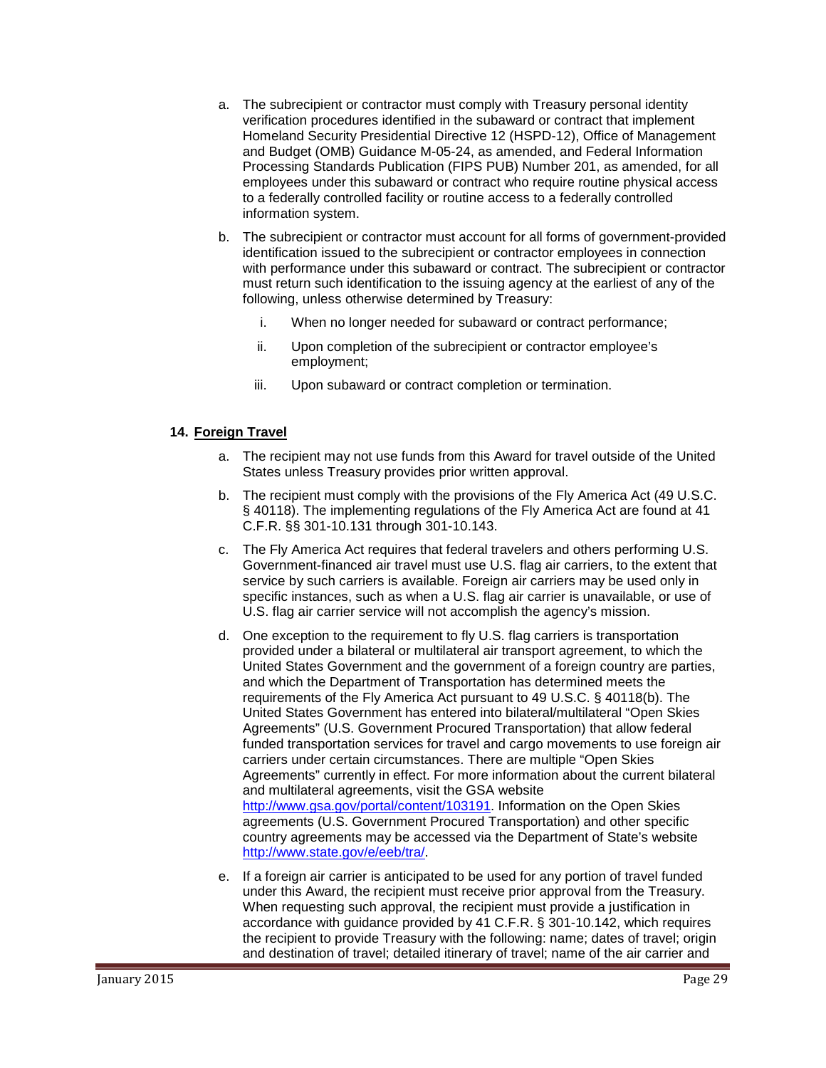a. The subrecipient or contractor must comply with Treasury personal identity verification procedures identified in the subaward or contract that implement Homeland Security Presidential Directive 12 (HSPD-12), Office of Management and Budget (OMB) Guidance M-05-24, as amended, and Federal Information Processing Standards Publication (FIPS PUB) Number 201, as amended, for all employees under this subaward or contract who require routine physical access to a federally controlled facility or routine access to a federally controlled information system.

b. The subrecipient or contractor must account for all forms of government-provided identification issued to the subrecipient or contractor employees in connection with performance under this subaward or contract. The subrecipient or contractor must return such identification to the issuing agency at the earliest of any of the following, unless otherwise determined by Treasury:

   i. When no longer needed for subaward or contract performance;

   ii. Upon completion of the subrecipient or contractor employee's employment;

   iii. Upon subaward or contract completion or termination.

### 14. Foreign Travel

a. The recipient may not use funds from this Award for travel outside of the United States unless Treasury provides prior written approval.

b. The recipient must comply with the provisions of the Fly America Act (49 U.S.C. § 40118). The implementing regulations of the Fly America Act are found at 41 C.F.R. §§ 301-10.131 through 301-10.143.

c. The Fly America Act requires that federal travelers and others performing U.S. Government-financed air travel must use U.S. flag air carriers, to the extent that service by such carriers is available. Foreign air carriers may be used only in specific instances, such as when a U.S. flag air carrier is unavailable, or use of U.S. flag air carrier service will not accomplish the agency's mission.

d. One exception to the requirement to fly U.S. flag carriers is transportation provided under a bilateral or multilateral air transport agreement, to which the United States Government and the government of a foreign country are parties, and which the Department of Transportation has determined meets the requirements of the Fly America Act pursuant to 49 U.S.C. § 40118(b). The United States Government has entered into bilateral/multilateral "Open Skies Agreements" (U.S. Government Procured Transportation) that allow federal funded transportation services for travel and cargo movements to use foreign air carriers under certain circumstances. There are multiple "Open Skies Agreements" currently in effect. For more information about the current bilateral and multilateral agreements, visit the GSA website http://www.gsa.gov/portal/content/103191. Information on the Open Skies agreements (U.S. Government Procured Transportation) and other specific country agreements may be accessed via the Department of State's website http://www.state.gov/e/eeb/tra/.

e. If a foreign air carrier is anticipated to be used for any portion of travel funded under this Award, the recipient must receive prior approval from the Treasury. When requesting such approval, the recipient must provide a justification in accordance with guidance provided by 41 C.F.R. § 301-10.142, which requires the recipient to provide Treasury with the following: name; dates of travel; origin and destination of travel; detailed itinerary of travel; name of the air carrier and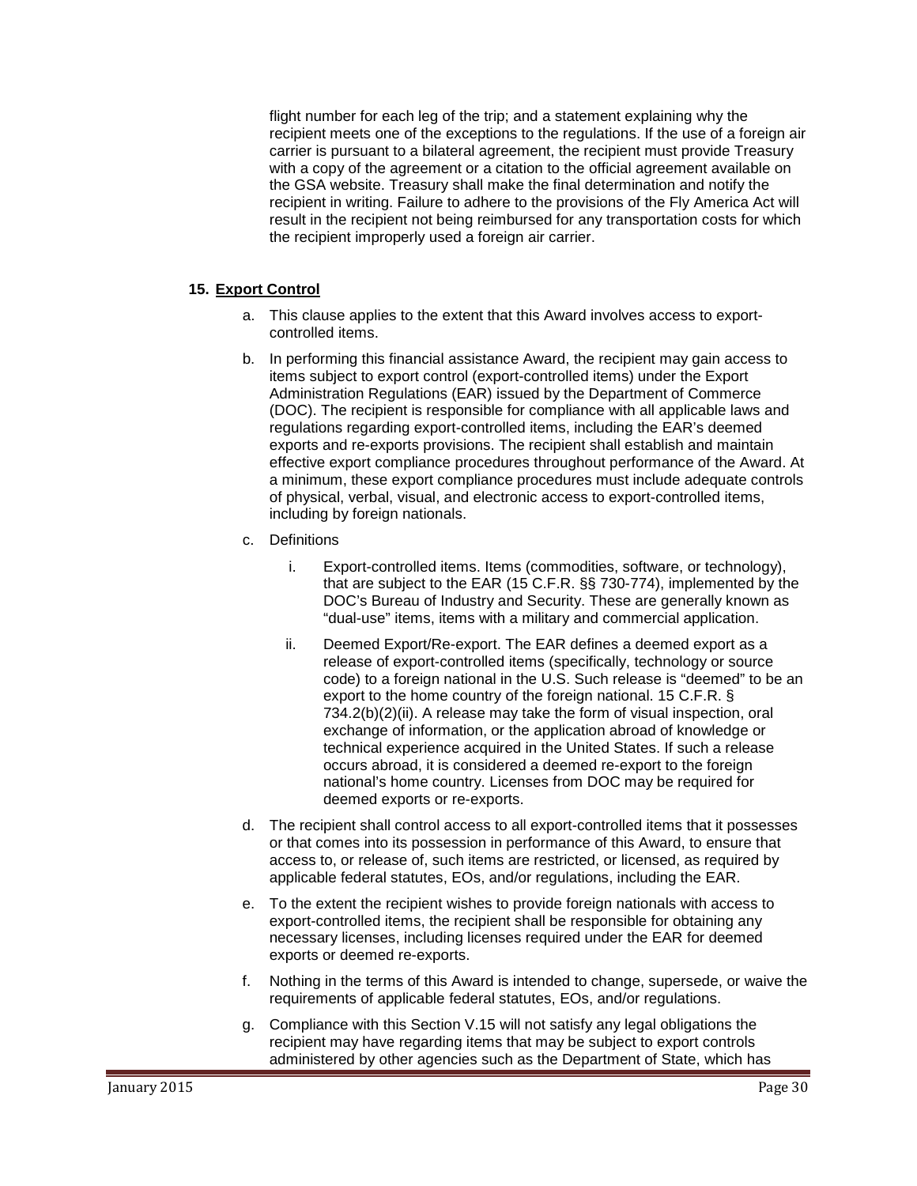flight number for each leg of the trip; and a statement explaining why the recipient meets one of the exceptions to the regulations. If the use of a foreign air carrier is pursuant to a bilateral agreement, the recipient must provide Treasury with a copy of the agreement or a citation to the official agreement available on the GSA website. Treasury shall make the final determination and notify the recipient in writing. Failure to adhere to the provisions of the Fly America Act will result in the recipient not being reimbursed for any transportation costs for which the recipient improperly used a foreign air carrier.

### 15. Export Control

a. This clause applies to the extent that this Award involves access to export-controlled items.

b. In performing this financial assistance Award, the recipient may gain access to items subject to export control (export-controlled items) under the Export Administration Regulations (EAR) issued by the Department of Commerce (DOC). The recipient is responsible for compliance with all applicable laws and regulations regarding export-controlled items, including the EAR's deemed exports and re-exports provisions. The recipient shall establish and maintain effective export compliance procedures throughout performance of the Award. At a minimum, these export compliance procedures must include adequate controls of physical, verbal, visual, and electronic access to export-controlled items, including by foreign nationals.

c. Definitions

   i. Export-controlled items. Items (commodities, software, or technology), that are subject to the EAR (15 C.F.R. §§ 730-774), implemented by the DOC's Bureau of Industry and Security. These are generally known as "dual-use" items, items with a military and commercial application.

   ii. Deemed Export/Re-export. The EAR defines a deemed export as a release of export-controlled items (specifically, technology or source code) to a foreign national in the U.S. Such release is "deemed" to be an export to the home country of the foreign national. 15 C.F.R. § 734.2(b)(2)(ii). A release may take the form of visual inspection, oral exchange of information, or the application abroad of knowledge or technical experience acquired in the United States. If such a release occurs abroad, it is considered a deemed re-export to the foreign national's home country. Licenses from DOC may be required for deemed exports or re-exports.

d. The recipient shall control access to all export-controlled items that it possesses or that comes into its possession in performance of this Award, to ensure that access to, or release of, such items are restricted, or licensed, as required by applicable federal statutes, EOs, and/or regulations, including the EAR.

e. To the extent the recipient wishes to provide foreign nationals with access to export-controlled items, the recipient shall be responsible for obtaining any necessary licenses, including licenses required under the EAR for deemed exports or deemed re-exports.

f. Nothing in the terms of this Award is intended to change, supersede, or waive the requirements of applicable federal statutes, EOs, and/or regulations.

g. Compliance with this Section V.15 will not satisfy any legal obligations the recipient may have regarding items that may be subject to export controls administered by other agencies such as the Department of State, which has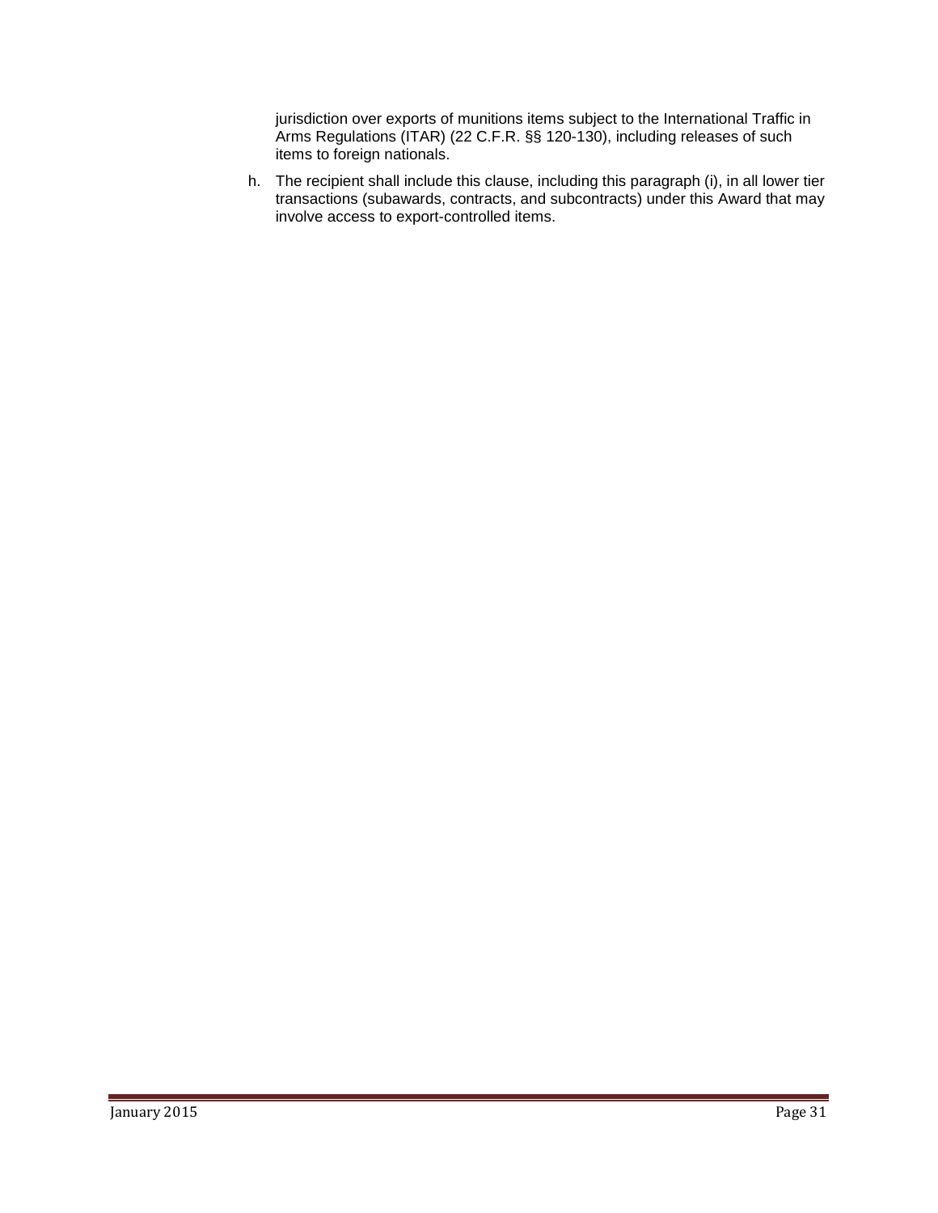jurisdiction over exports of munitions items subject to the International Traffic in Arms Regulations (ITAR) (22 C.F.R. §§ 120-130), including releases of such items to foreign nationals.

h. The recipient shall include this clause, including this paragraph (i), in all lower tier transactions (subawards, contracts, and subcontracts) under this Award that may involve access to export-controlled items.